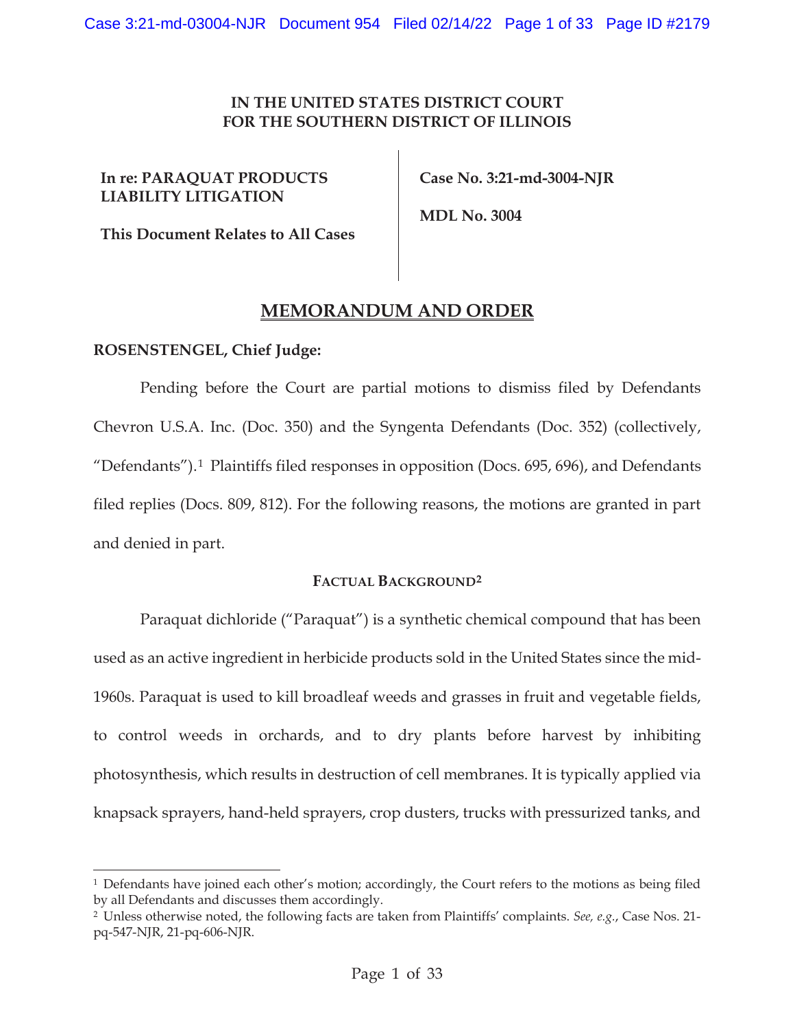**IN THE UNITED STATES DISTRICT COURT**
**FOR THE SOUTHERN DISTRICT OF ILLINOIS**

**In re: PARAQUAT PRODUCTS LIABILITY LITIGATION**

**This Document Relates to All Cases**

**Case No. 3:21-md-3004-NJR**

**MDL No. 3004**

# MEMORANDUM AND ORDER

**ROSENSTENGEL, Chief Judge:**

Pending before the Court are partial motions to dismiss filed by Defendants Chevron U.S.A. Inc. (Doc. 350) and the Syngenta Defendants (Doc. 352) (collectively, "Defendants").[1] Plaintiffs filed responses in opposition (Docs. 695, 696), and Defendants filed replies (Docs. 809, 812). For the following reasons, the motions are granted in part and denied in part.

## Factual Background[2]

Paraquat dichloride ("Paraquat") is a synthetic chemical compound that has been used as an active ingredient in herbicide products sold in the United States since the mid-1960s. Paraquat is used to kill broadleaf weeds and grasses in fruit and vegetable fields, to control weeds in orchards, and to dry plants before harvest by inhibiting photosynthesis, which results in destruction of cell membranes. It is typically applied via knapsack sprayers, hand-held sprayers, crop dusters, trucks with pressurized tanks, and

---

[1] Defendants have joined each other's motion; accordingly, the Court refers to the motions as being filed by all Defendants and discusses them accordingly.

[2] Unless otherwise noted, the following facts are taken from Plaintiffs' complaints. *See, e.g.*, Case Nos. 21-pq-547-NJR, 21-pq-606-NJR.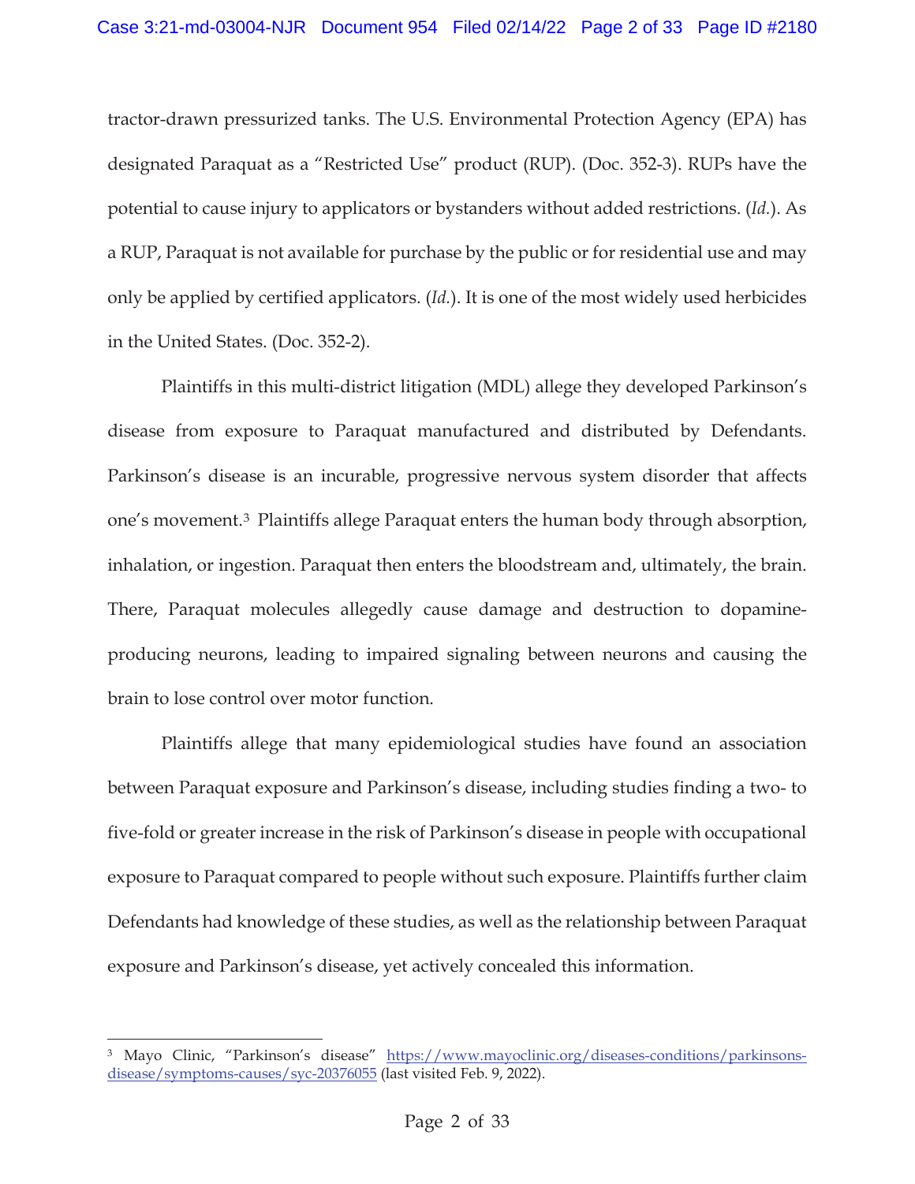tractor-drawn pressurized tanks. The U.S. Environmental Protection Agency (EPA) has designated Paraquat as a "Restricted Use" product (RUP). (Doc. 352-3). RUPs have the potential to cause injury to applicators or bystanders without added restrictions. (*Id.*). As a RUP, Paraquat is not available for purchase by the public or for residential use and may only be applied by certified applicators. (*Id.*). It is one of the most widely used herbicides in the United States. (Doc. 352-2).

Plaintiffs in this multi-district litigation (MDL) allege they developed Parkinson's disease from exposure to Paraquat manufactured and distributed by Defendants. Parkinson's disease is an incurable, progressive nervous system disorder that affects one's movement.[3] Plaintiffs allege Paraquat enters the human body through absorption, inhalation, or ingestion. Paraquat then enters the bloodstream and, ultimately, the brain. There, Paraquat molecules allegedly cause damage and destruction to dopamine-producing neurons, leading to impaired signaling between neurons and causing the brain to lose control over motor function.

Plaintiffs allege that many epidemiological studies have found an association between Paraquat exposure and Parkinson's disease, including studies finding a two- to five-fold or greater increase in the risk of Parkinson's disease in people with occupational exposure to Paraquat compared to people without such exposure. Plaintiffs further claim Defendants had knowledge of these studies, as well as the relationship between Paraquat exposure and Parkinson's disease, yet actively concealed this information.

---

[3] Mayo Clinic, "Parkinson's disease" https://www.mayoclinic.org/diseases-conditions/parkinsons-disease/symptoms-causes/syc-20376055 (last visited Feb. 9, 2022).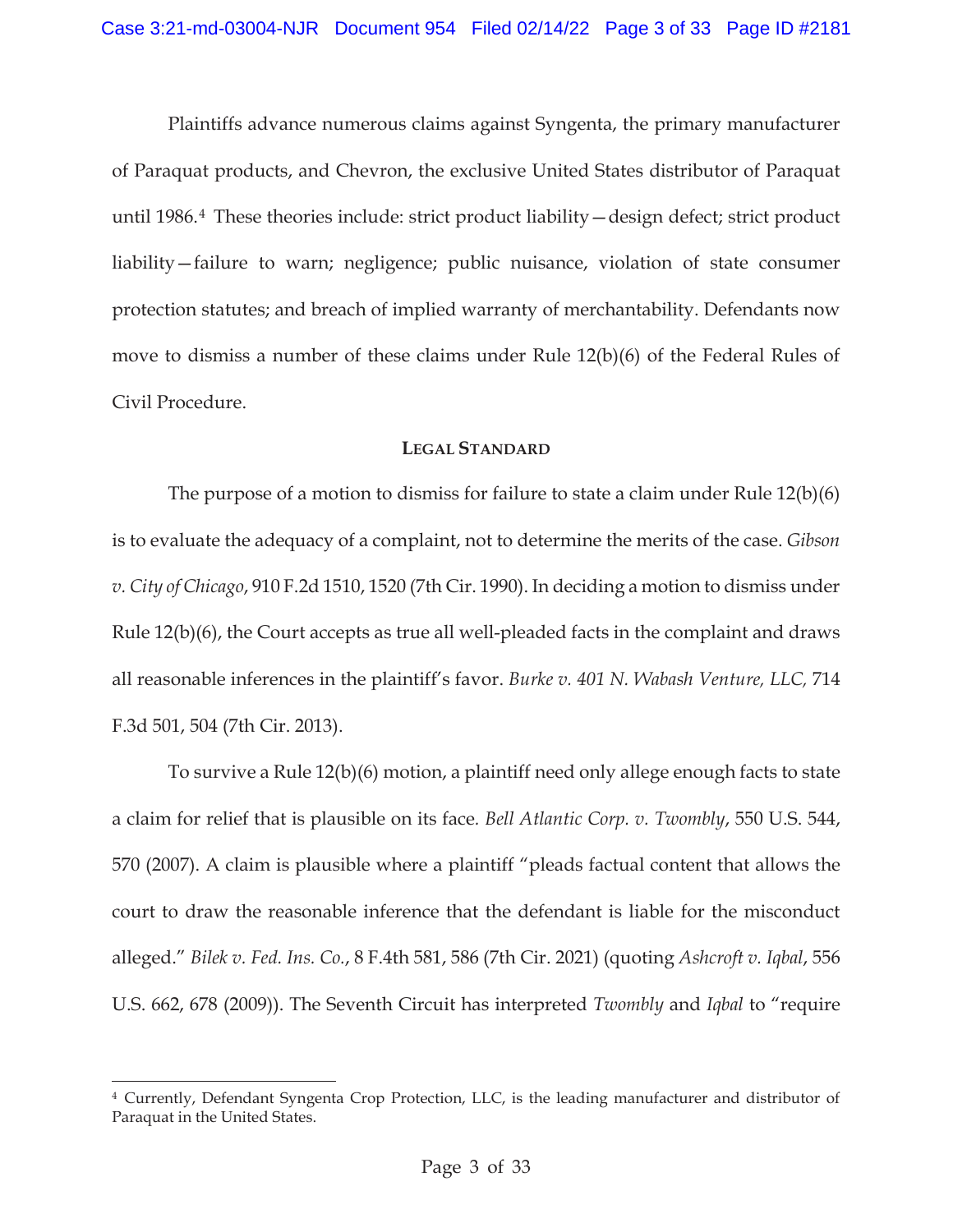Plaintiffs advance numerous claims against Syngenta, the primary manufacturer of Paraquat products, and Chevron, the exclusive United States distributor of Paraquat until 1986.[4] These theories include: strict product liability—design defect; strict product liability—failure to warn; negligence; public nuisance, violation of state consumer protection statutes; and breach of implied warranty of merchantability. Defendants now move to dismiss a number of these claims under Rule 12(b)(6) of the Federal Rules of Civil Procedure.

## LEGAL STANDARD

The purpose of a motion to dismiss for failure to state a claim under Rule 12(b)(6) is to evaluate the adequacy of a complaint, not to determine the merits of the case. *Gibson v. City of Chicago*, 910 F.2d 1510, 1520 (7th Cir. 1990). In deciding a motion to dismiss under Rule 12(b)(6), the Court accepts as true all well-pleaded facts in the complaint and draws all reasonable inferences in the plaintiff's favor. *Burke v. 401 N. Wabash Venture, LLC,* 714 F.3d 501, 504 (7th Cir. 2013).

To survive a Rule 12(b)(6) motion, a plaintiff need only allege enough facts to state a claim for relief that is plausible on its face. *Bell Atlantic Corp. v. Twombly*, 550 U.S. 544, 570 (2007). A claim is plausible where a plaintiff "pleads factual content that allows the court to draw the reasonable inference that the defendant is liable for the misconduct alleged." *Bilek v. Fed. Ins. Co.*, 8 F.4th 581, 586 (7th Cir. 2021) (quoting *Ashcroft v. Iqbal*, 556 U.S. 662, 678 (2009)). The Seventh Circuit has interpreted *Twombly* and *Iqbal* to "require

---

[4] Currently, Defendant Syngenta Crop Protection, LLC, is the leading manufacturer and distributor of Paraquat in the United States.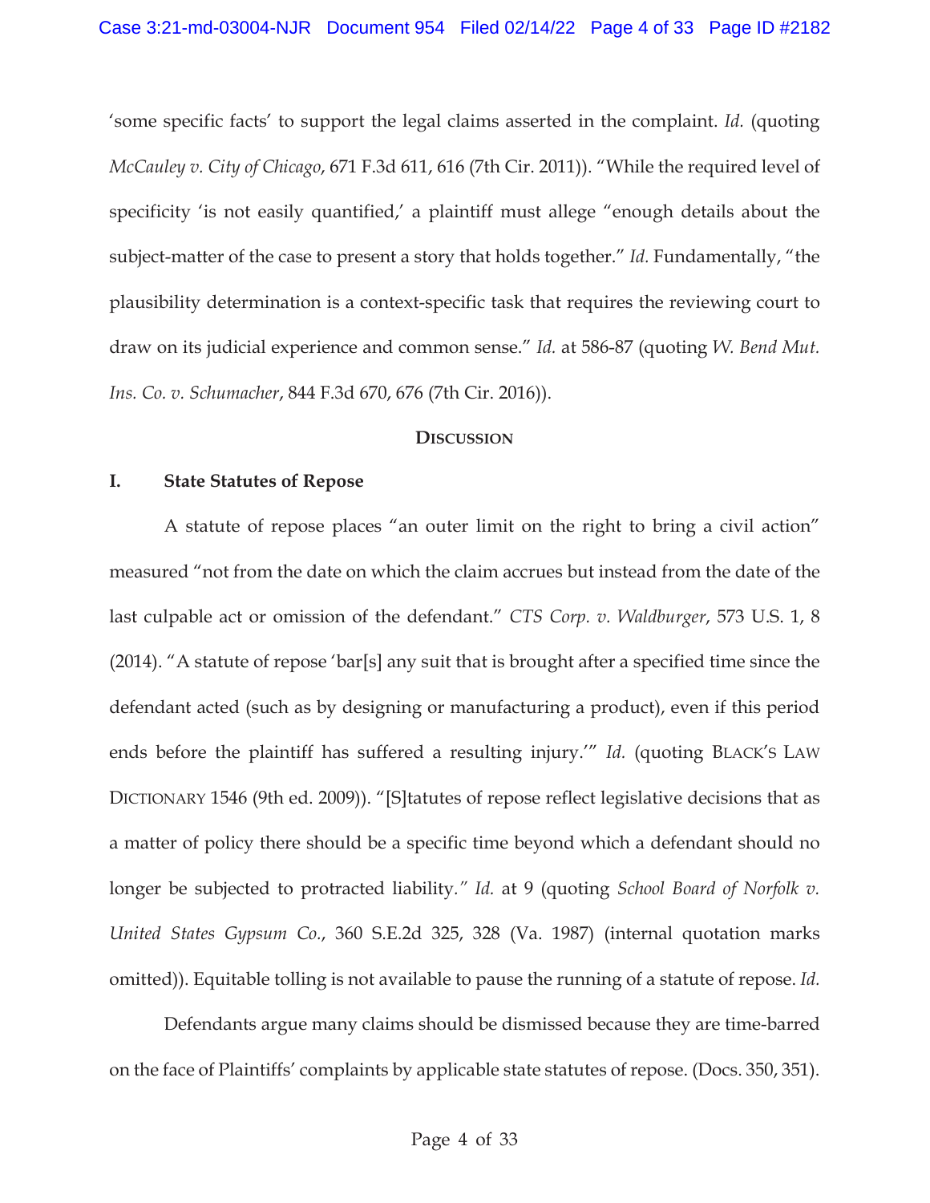'some specific facts' to support the legal claims asserted in the complaint. *Id.* (quoting *McCauley v. City of Chicago*, 671 F.3d 611, 616 (7th Cir. 2011)). "While the required level of specificity 'is not easily quantified,' a plaintiff must allege "enough details about the subject-matter of the case to present a story that holds together." *Id.* Fundamentally, "the plausibility determination is a context-specific task that requires the reviewing court to draw on its judicial experience and common sense." *Id.* at 586-87 (quoting *W. Bend Mut. Ins. Co. v. Schumacher*, 844 F.3d 670, 676 (7th Cir. 2016)).

## Discussion

### I. State Statutes of Repose

A statute of repose places "an outer limit on the right to bring a civil action" measured "not from the date on which the claim accrues but instead from the date of the last culpable act or omission of the defendant." *CTS Corp. v. Waldburger*, 573 U.S. 1, 8 (2014). "A statute of repose 'bar[s] any suit that is brought after a specified time since the defendant acted (such as by designing or manufacturing a product), even if this period ends before the plaintiff has suffered a resulting injury.'" *Id.* (quoting Black's Law Dictionary 1546 (9th ed. 2009)). "[S]tatutes of repose reflect legislative decisions that as a matter of policy there should be a specific time beyond which a defendant should no longer be subjected to protracted liability." *Id.* at 9 (quoting *School Board of Norfolk v. United States Gypsum Co.*, 360 S.E.2d 325, 328 (Va. 1987) (internal quotation marks omitted)). Equitable tolling is not available to pause the running of a statute of repose. *Id.*

Defendants argue many claims should be dismissed because they are time-barred on the face of Plaintiffs' complaints by applicable state statutes of repose. (Docs. 350, 351).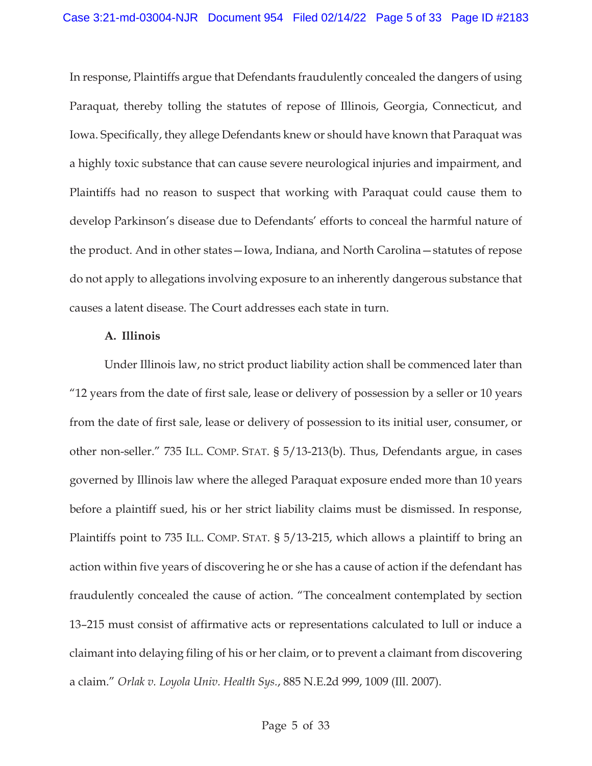In response, Plaintiffs argue that Defendants fraudulently concealed the dangers of using Paraquat, thereby tolling the statutes of repose of Illinois, Georgia, Connecticut, and Iowa. Specifically, they allege Defendants knew or should have known that Paraquat was a highly toxic substance that can cause severe neurological injuries and impairment, and Plaintiffs had no reason to suspect that working with Paraquat could cause them to develop Parkinson's disease due to Defendants' efforts to conceal the harmful nature of the product. And in other states—Iowa, Indiana, and North Carolina—statutes of repose do not apply to allegations involving exposure to an inherently dangerous substance that causes a latent disease. The Court addresses each state in turn.

### A. Illinois

Under Illinois law, no strict product liability action shall be commenced later than "12 years from the date of first sale, lease or delivery of possession by a seller or 10 years from the date of first sale, lease or delivery of possession to its initial user, consumer, or other non-seller." 735 ILL. COMP. STAT. § 5/13-213(b). Thus, Defendants argue, in cases governed by Illinois law where the alleged Paraquat exposure ended more than 10 years before a plaintiff sued, his or her strict liability claims must be dismissed. In response, Plaintiffs point to 735 ILL. COMP. STAT. § 5/13-215, which allows a plaintiff to bring an action within five years of discovering he or she has a cause of action if the defendant has fraudulently concealed the cause of action. "The concealment contemplated by section 13–215 must consist of affirmative acts or representations calculated to lull or induce a claimant into delaying filing of his or her claim, or to prevent a claimant from discovering a claim." *Orlak v. Loyola Univ. Health Sys.*, 885 N.E.2d 999, 1009 (Ill. 2007).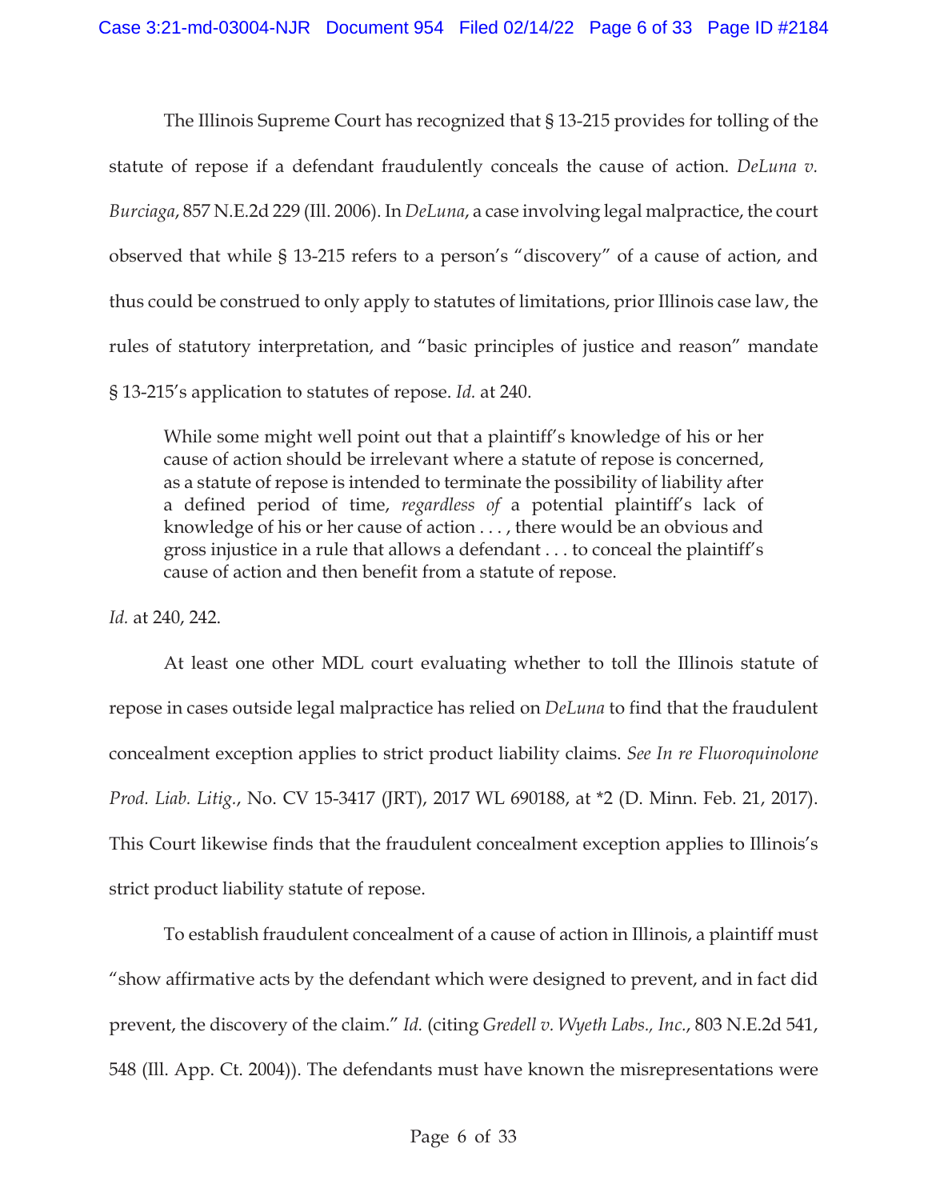The Illinois Supreme Court has recognized that § 13-215 provides for tolling of the statute of repose if a defendant fraudulently conceals the cause of action. *DeLuna v. Burciaga*, 857 N.E.2d 229 (Ill. 2006). In *DeLuna*, a case involving legal malpractice, the court observed that while § 13-215 refers to a person's "discovery" of a cause of action, and thus could be construed to only apply to statutes of limitations, prior Illinois case law, the rules of statutory interpretation, and "basic principles of justice and reason" mandate § 13-215's application to statutes of repose. *Id.* at 240.

> While some might well point out that a plaintiff's knowledge of his or her cause of action should be irrelevant where a statute of repose is concerned, as a statute of repose is intended to terminate the possibility of liability after a defined period of time, *regardless of* a potential plaintiff's lack of knowledge of his or her cause of action . . . , there would be an obvious and gross injustice in a rule that allows a defendant . . . to conceal the plaintiff's cause of action and then benefit from a statute of repose.

*Id.* at 240, 242.

At least one other MDL court evaluating whether to toll the Illinois statute of repose in cases outside legal malpractice has relied on *DeLuna* to find that the fraudulent concealment exception applies to strict product liability claims. *See In re Fluoroquinolone Prod. Liab. Litig.*, No. CV 15-3417 (JRT), 2017 WL 690188, at *2 (D. Minn. Feb. 21, 2017). This Court likewise finds that the fraudulent concealment exception applies to Illinois's strict product liability statute of repose.

To establish fraudulent concealment of a cause of action in Illinois, a plaintiff must "show affirmative acts by the defendant which were designed to prevent, and in fact did prevent, the discovery of the claim." *Id.* (citing *Gredell v. Wyeth Labs., Inc.*, 803 N.E.2d 541, 548 (Ill. App. Ct. 2004)). The defendants must have known the misrepresentations were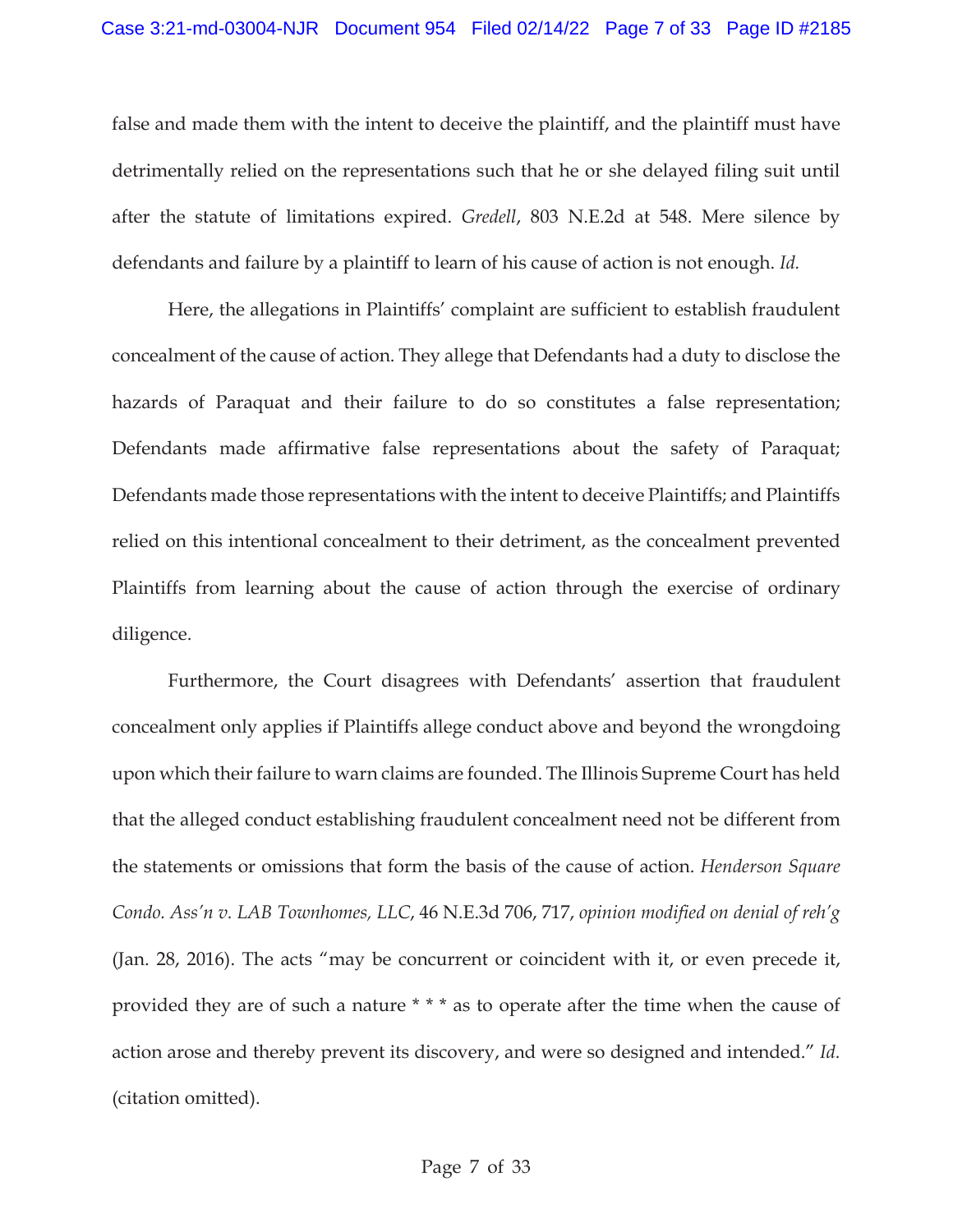false and made them with the intent to deceive the plaintiff, and the plaintiff must have detrimentally relied on the representations such that he or she delayed filing suit until after the statute of limitations expired. *Gredell*, 803 N.E.2d at 548. Mere silence by defendants and failure by a plaintiff to learn of his cause of action is not enough. *Id.*

Here, the allegations in Plaintiffs' complaint are sufficient to establish fraudulent concealment of the cause of action. They allege that Defendants had a duty to disclose the hazards of Paraquat and their failure to do so constitutes a false representation; Defendants made affirmative false representations about the safety of Paraquat; Defendants made those representations with the intent to deceive Plaintiffs; and Plaintiffs relied on this intentional concealment to their detriment, as the concealment prevented Plaintiffs from learning about the cause of action through the exercise of ordinary diligence.

Furthermore, the Court disagrees with Defendants' assertion that fraudulent concealment only applies if Plaintiffs allege conduct above and beyond the wrongdoing upon which their failure to warn claims are founded. The Illinois Supreme Court has held that the alleged conduct establishing fraudulent concealment need not be different from the statements or omissions that form the basis of the cause of action. *Henderson Square Condo. Ass'n v. LAB Townhomes, LLC*, 46 N.E.3d 706, 717, *opinion modified on denial of reh'g* (Jan. 28, 2016). The acts "may be concurrent or coincident with it, or even precede it, provided they are of such a nature * * * as to operate after the time when the cause of action arose and thereby prevent its discovery, and were so designed and intended." *Id.* (citation omitted).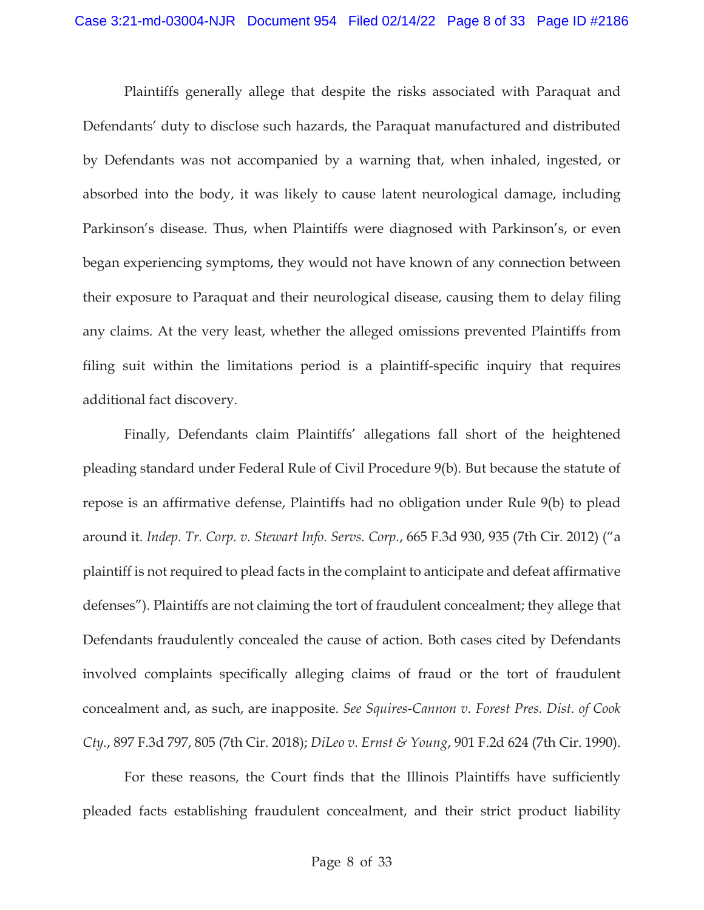Plaintiffs generally allege that despite the risks associated with Paraquat and Defendants' duty to disclose such hazards, the Paraquat manufactured and distributed by Defendants was not accompanied by a warning that, when inhaled, ingested, or absorbed into the body, it was likely to cause latent neurological damage, including Parkinson's disease. Thus, when Plaintiffs were diagnosed with Parkinson's, or even began experiencing symptoms, they would not have known of any connection between their exposure to Paraquat and their neurological disease, causing them to delay filing any claims. At the very least, whether the alleged omissions prevented Plaintiffs from filing suit within the limitations period is a plaintiff-specific inquiry that requires additional fact discovery.

Finally, Defendants claim Plaintiffs' allegations fall short of the heightened pleading standard under Federal Rule of Civil Procedure 9(b). But because the statute of repose is an affirmative defense, Plaintiffs had no obligation under Rule 9(b) to plead around it. *Indep. Tr. Corp. v. Stewart Info. Servs. Corp.*, 665 F.3d 930, 935 (7th Cir. 2012) ("a plaintiff is not required to plead facts in the complaint to anticipate and defeat affirmative defenses"). Plaintiffs are not claiming the tort of fraudulent concealment; they allege that Defendants fraudulently concealed the cause of action. Both cases cited by Defendants involved complaints specifically alleging claims of fraud or the tort of fraudulent concealment and, as such, are inapposite. *See Squires-Cannon v. Forest Pres. Dist. of Cook Cty.*, 897 F.3d 797, 805 (7th Cir. 2018); *DiLeo v. Ernst & Young*, 901 F.2d 624 (7th Cir. 1990).

For these reasons, the Court finds that the Illinois Plaintiffs have sufficiently pleaded facts establishing fraudulent concealment, and their strict product liability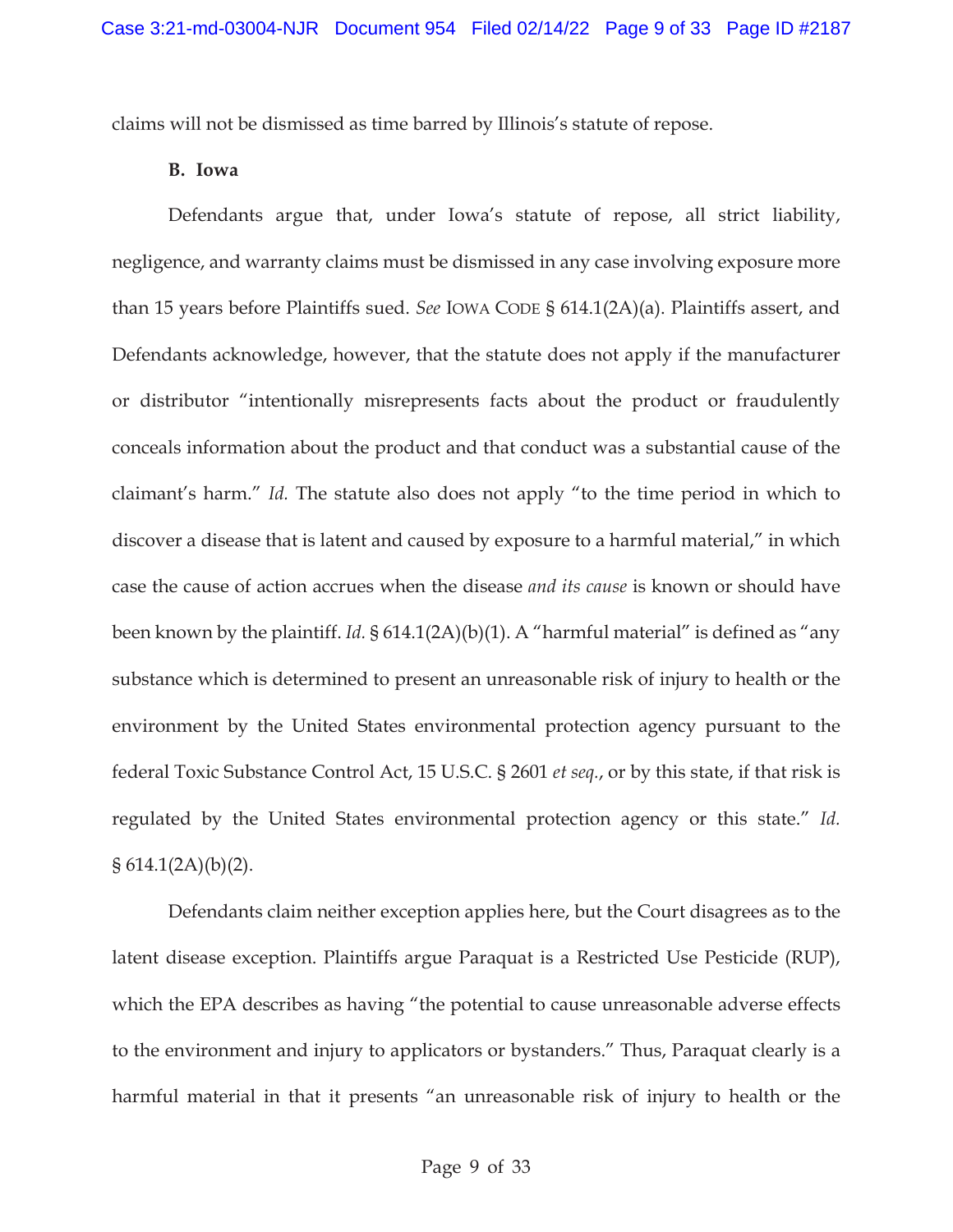claims will not be dismissed as time barred by Illinois's statute of repose.

### B. Iowa

Defendants argue that, under Iowa's statute of repose, all strict liability, negligence, and warranty claims must be dismissed in any case involving exposure more than 15 years before Plaintiffs sued. *See* IOWA CODE § 614.1(2A)(a). Plaintiffs assert, and Defendants acknowledge, however, that the statute does not apply if the manufacturer or distributor "intentionally misrepresents facts about the product or fraudulently conceals information about the product and that conduct was a substantial cause of the claimant's harm." *Id.* The statute also does not apply "to the time period in which to discover a disease that is latent and caused by exposure to a harmful material," in which case the cause of action accrues when the disease *and its cause* is known or should have been known by the plaintiff. *Id.* § 614.1(2A)(b)(1). A "harmful material" is defined as "any substance which is determined to present an unreasonable risk of injury to health or the environment by the United States environmental protection agency pursuant to the federal Toxic Substance Control Act, 15 U.S.C. § 2601 *et seq.*, or by this state, if that risk is regulated by the United States environmental protection agency or this state." *Id.* § 614.1(2A)(b)(2).

Defendants claim neither exception applies here, but the Court disagrees as to the latent disease exception. Plaintiffs argue Paraquat is a Restricted Use Pesticide (RUP), which the EPA describes as having "the potential to cause unreasonable adverse effects to the environment and injury to applicators or bystanders." Thus, Paraquat clearly is a harmful material in that it presents "an unreasonable risk of injury to health or the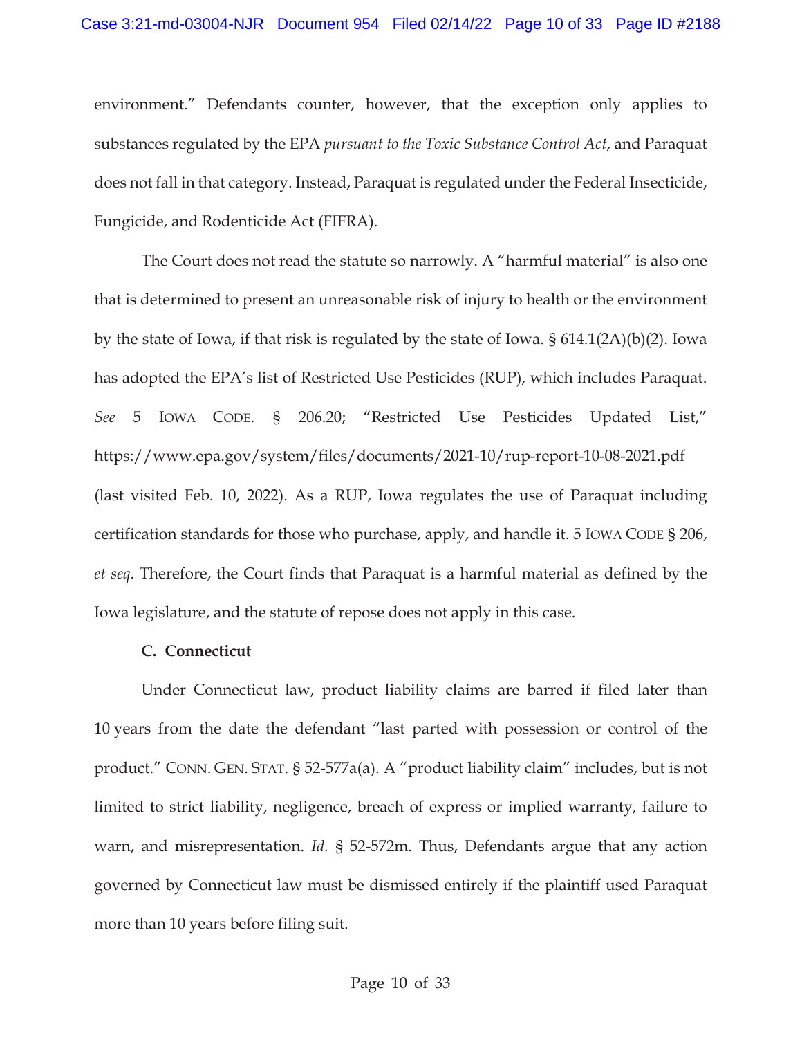environment." Defendants counter, however, that the exception only applies to substances regulated by the EPA *pursuant to the Toxic Substance Control Act*, and Paraquat does not fall in that category. Instead, Paraquat is regulated under the Federal Insecticide, Fungicide, and Rodenticide Act (FIFRA).

The Court does not read the statute so narrowly. A "harmful material" is also one that is determined to present an unreasonable risk of injury to health or the environment by the state of Iowa, if that risk is regulated by the state of Iowa. § 614.1(2A)(b)(2). Iowa has adopted the EPA's list of Restricted Use Pesticides (RUP), which includes Paraquat. *See* 5 IOWA CODE. § 206.20; "Restricted Use Pesticides Updated List," https://www.epa.gov/system/files/documents/2021-10/rup-report-10-08-2021.pdf (last visited Feb. 10, 2022). As a RUP, Iowa regulates the use of Paraquat including certification standards for those who purchase, apply, and handle it. 5 IOWA CODE § 206, *et seq*. Therefore, the Court finds that Paraquat is a harmful material as defined by the Iowa legislature, and the statute of repose does not apply in this case.

**C. Connecticut**

Under Connecticut law, product liability claims are barred if filed later than 10 years from the date the defendant "last parted with possession or control of the product." CONN. GEN. STAT. § 52-577a(a). A "product liability claim" includes, but is not limited to strict liability, negligence, breach of express or implied warranty, failure to warn, and misrepresentation. *Id.* § 52-572m. Thus, Defendants argue that any action governed by Connecticut law must be dismissed entirely if the plaintiff used Paraquat more than 10 years before filing suit.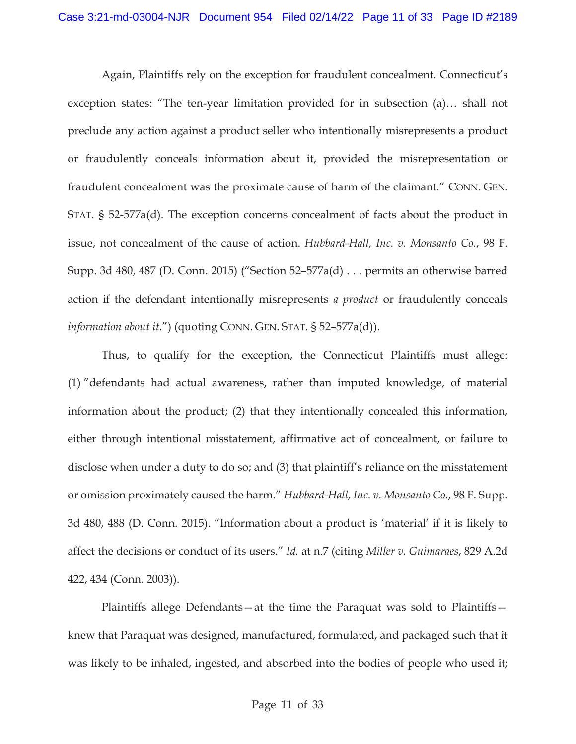Again, Plaintiffs rely on the exception for fraudulent concealment. Connecticut's exception states: "The ten-year limitation provided for in subsection (a)… shall not preclude any action against a product seller who intentionally misrepresents a product or fraudulently conceals information about it, provided the misrepresentation or fraudulent concealment was the proximate cause of harm of the claimant." CONN. GEN. STAT. § 52-577a(d). The exception concerns concealment of facts about the product in issue, not concealment of the cause of action. *Hubbard-Hall, Inc. v. Monsanto Co.*, 98 F. Supp. 3d 480, 487 (D. Conn. 2015) ("Section 52–577a(d) . . . permits an otherwise barred action if the defendant intentionally misrepresents *a product* or fraudulently conceals *information about it*.") (quoting CONN. GEN. STAT. § 52–577a(d)).

Thus, to qualify for the exception, the Connecticut Plaintiffs must allege: (1) "defendants had actual awareness, rather than imputed knowledge, of material information about the product; (2) that they intentionally concealed this information, either through intentional misstatement, affirmative act of concealment, or failure to disclose when under a duty to do so; and (3) that plaintiff's reliance on the misstatement or omission proximately caused the harm." *Hubbard-Hall, Inc. v. Monsanto Co.*, 98 F. Supp. 3d 480, 488 (D. Conn. 2015). "Information about a product is 'material' if it is likely to affect the decisions or conduct of its users." *Id.* at n.7 (citing *Miller v. Guimaraes*, 829 A.2d 422, 434 (Conn. 2003)).

Plaintiffs allege Defendants—at the time the Paraquat was sold to Plaintiffs—knew that Paraquat was designed, manufactured, formulated, and packaged such that it was likely to be inhaled, ingested, and absorbed into the bodies of people who used it;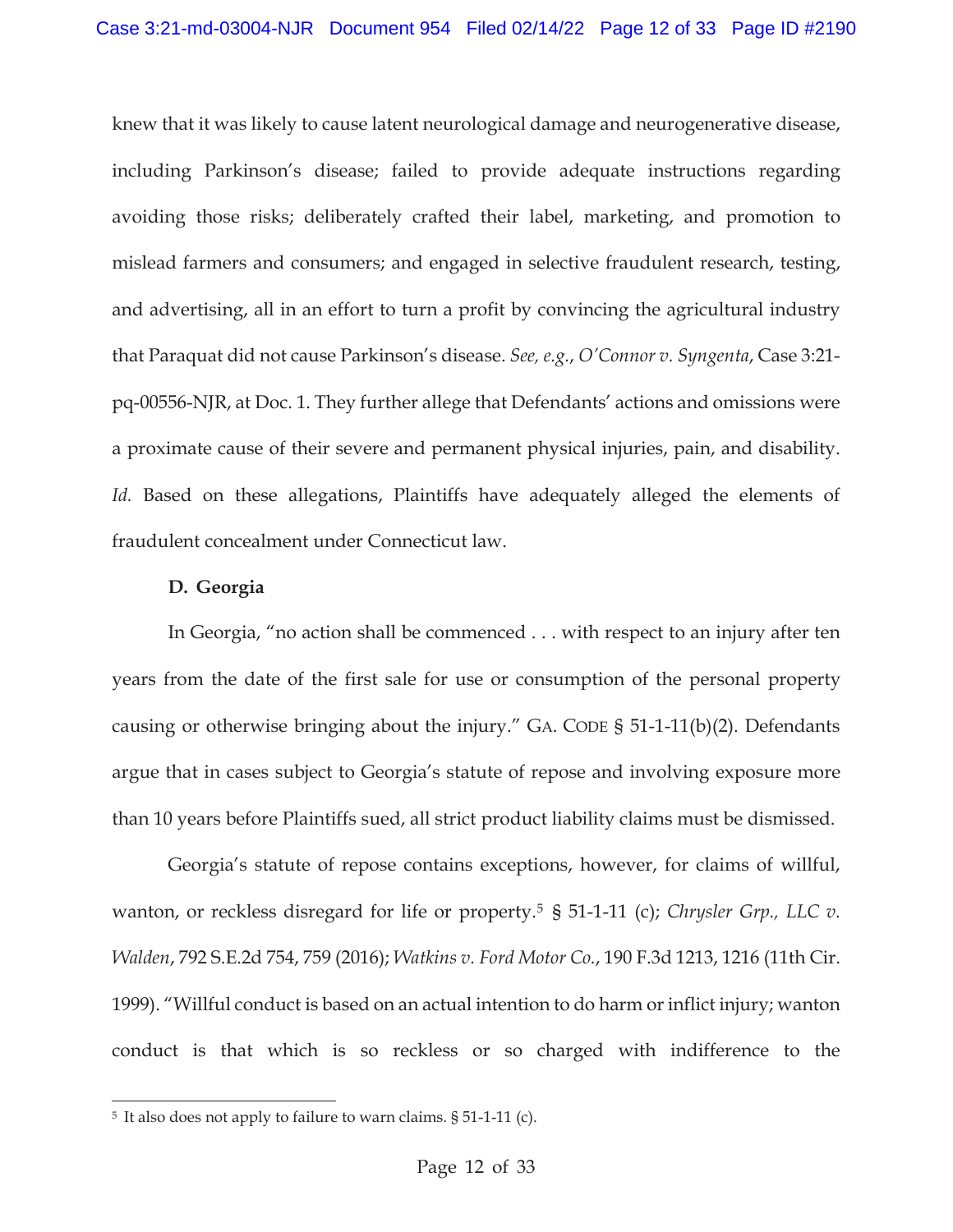knew that it was likely to cause latent neurological damage and neurogenerative disease, including Parkinson's disease; failed to provide adequate instructions regarding avoiding those risks; deliberately crafted their label, marketing, and promotion to mislead farmers and consumers; and engaged in selective fraudulent research, testing, and advertising, all in an effort to turn a profit by convincing the agricultural industry that Paraquat did not cause Parkinson's disease. *See, e.g.*, *O'Connor v. Syngenta*, Case 3:21-pq-00556-NJR, at Doc. 1. They further allege that Defendants' actions and omissions were a proximate cause of their severe and permanent physical injuries, pain, and disability. *Id.* Based on these allegations, Plaintiffs have adequately alleged the elements of fraudulent concealment under Connecticut law.

**D. Georgia**

In Georgia, "no action shall be commenced . . . with respect to an injury after ten years from the date of the first sale for use or consumption of the personal property causing or otherwise bringing about the injury." GA. CODE § 51-1-11(b)(2). Defendants argue that in cases subject to Georgia's statute of repose and involving exposure more than 10 years before Plaintiffs sued, all strict product liability claims must be dismissed.

Georgia's statute of repose contains exceptions, however, for claims of willful, wanton, or reckless disregard for life or property.[5] § 51-1-11 (c); *Chrysler Grp., LLC v. Walden*, 792 S.E.2d 754, 759 (2016); *Watkins v. Ford Motor Co.*, 190 F.3d 1213, 1216 (11th Cir. 1999). "Willful conduct is based on an actual intention to do harm or inflict injury; wanton conduct is that which is so reckless or so charged with indifference to the

[5] It also does not apply to failure to warn claims. § 51-1-11 (c).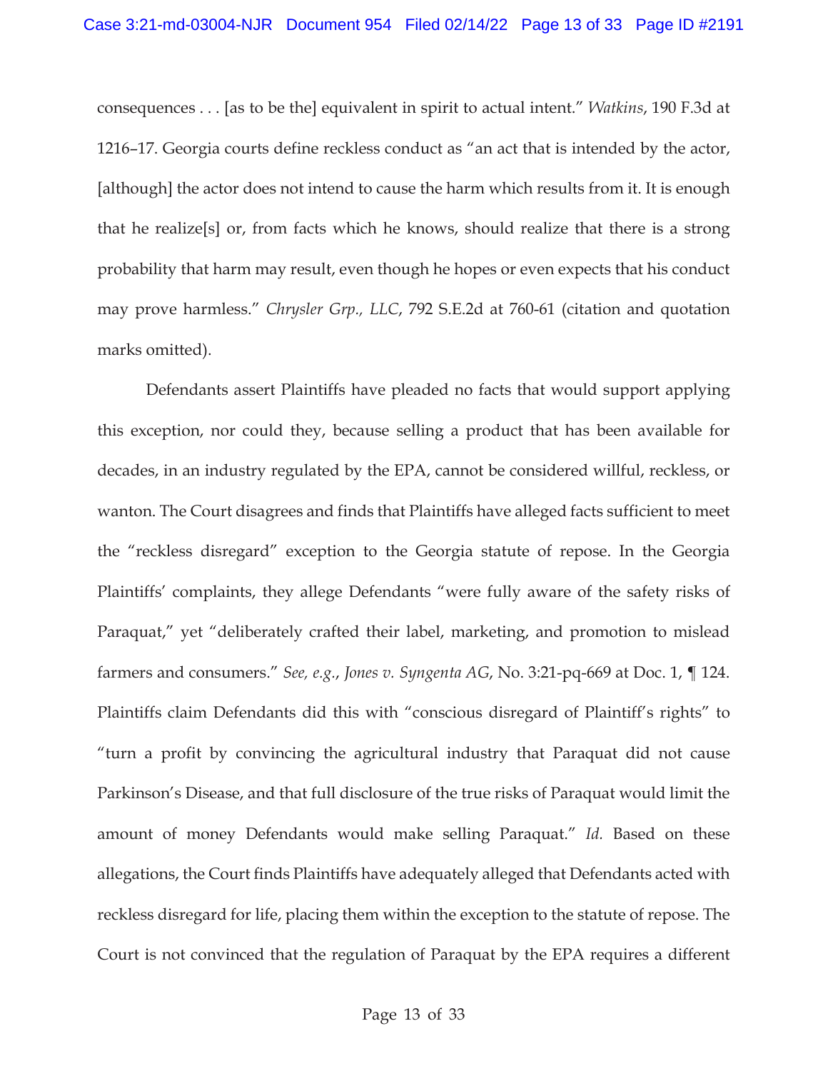consequences . . . [as to be the] equivalent in spirit to actual intent." *Watkins*, 190 F.3d at 1216–17. Georgia courts define reckless conduct as "an act that is intended by the actor, [although] the actor does not intend to cause the harm which results from it. It is enough that he realize[s] or, from facts which he knows, should realize that there is a strong probability that harm may result, even though he hopes or even expects that his conduct may prove harmless." *Chrysler Grp., LLC*, 792 S.E.2d at 760-61 (citation and quotation marks omitted).

Defendants assert Plaintiffs have pleaded no facts that would support applying this exception, nor could they, because selling a product that has been available for decades, in an industry regulated by the EPA, cannot be considered willful, reckless, or wanton. The Court disagrees and finds that Plaintiffs have alleged facts sufficient to meet the "reckless disregard" exception to the Georgia statute of repose. In the Georgia Plaintiffs' complaints, they allege Defendants "were fully aware of the safety risks of Paraquat," yet "deliberately crafted their label, marketing, and promotion to mislead farmers and consumers." *See, e.g.*, *Jones v. Syngenta AG*, No. 3:21-pq-669 at Doc. 1, ¶ 124. Plaintiffs claim Defendants did this with "conscious disregard of Plaintiff's rights" to "turn a profit by convincing the agricultural industry that Paraquat did not cause Parkinson's Disease, and that full disclosure of the true risks of Paraquat would limit the amount of money Defendants would make selling Paraquat." *Id.* Based on these allegations, the Court finds Plaintiffs have adequately alleged that Defendants acted with reckless disregard for life, placing them within the exception to the statute of repose. The Court is not convinced that the regulation of Paraquat by the EPA requires a different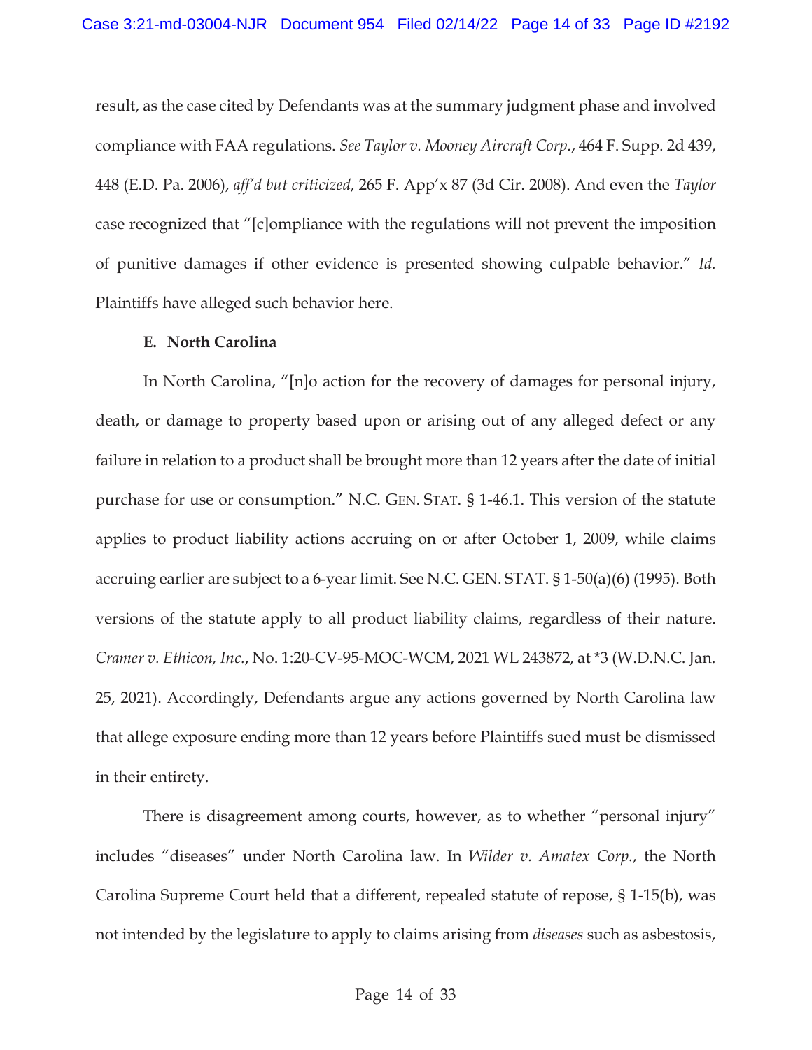result, as the case cited by Defendants was at the summary judgment phase and involved compliance with FAA regulations. *See Taylor v. Mooney Aircraft Corp.*, 464 F. Supp. 2d 439, 448 (E.D. Pa. 2006), *aff'd but criticized*, 265 F. App'x 87 (3d Cir. 2008). And even the *Taylor* case recognized that "[c]ompliance with the regulations will not prevent the imposition of punitive damages if other evidence is presented showing culpable behavior." *Id.* Plaintiffs have alleged such behavior here.

**E. North Carolina**

In North Carolina, "[n]o action for the recovery of damages for personal injury, death, or damage to property based upon or arising out of any alleged defect or any failure in relation to a product shall be brought more than 12 years after the date of initial purchase for use or consumption." N.C. GEN. STAT. § 1-46.1. This version of the statute applies to product liability actions accruing on or after October 1, 2009, while claims accruing earlier are subject to a 6-year limit. See N.C. GEN. STAT. § 1-50(a)(6) (1995). Both versions of the statute apply to all product liability claims, regardless of their nature. *Cramer v. Ethicon, Inc.*, No. 1:20-CV-95-MOC-WCM, 2021 WL 243872, at *3 (W.D.N.C. Jan. 25, 2021). Accordingly, Defendants argue any actions governed by North Carolina law that allege exposure ending more than 12 years before Plaintiffs sued must be dismissed in their entirety.

There is disagreement among courts, however, as to whether "personal injury" includes "diseases" under North Carolina law. In *Wilder v. Amatex Corp.*, the North Carolina Supreme Court held that a different, repealed statute of repose, § 1-15(b), was not intended by the legislature to apply to claims arising from *diseases* such as asbestosis,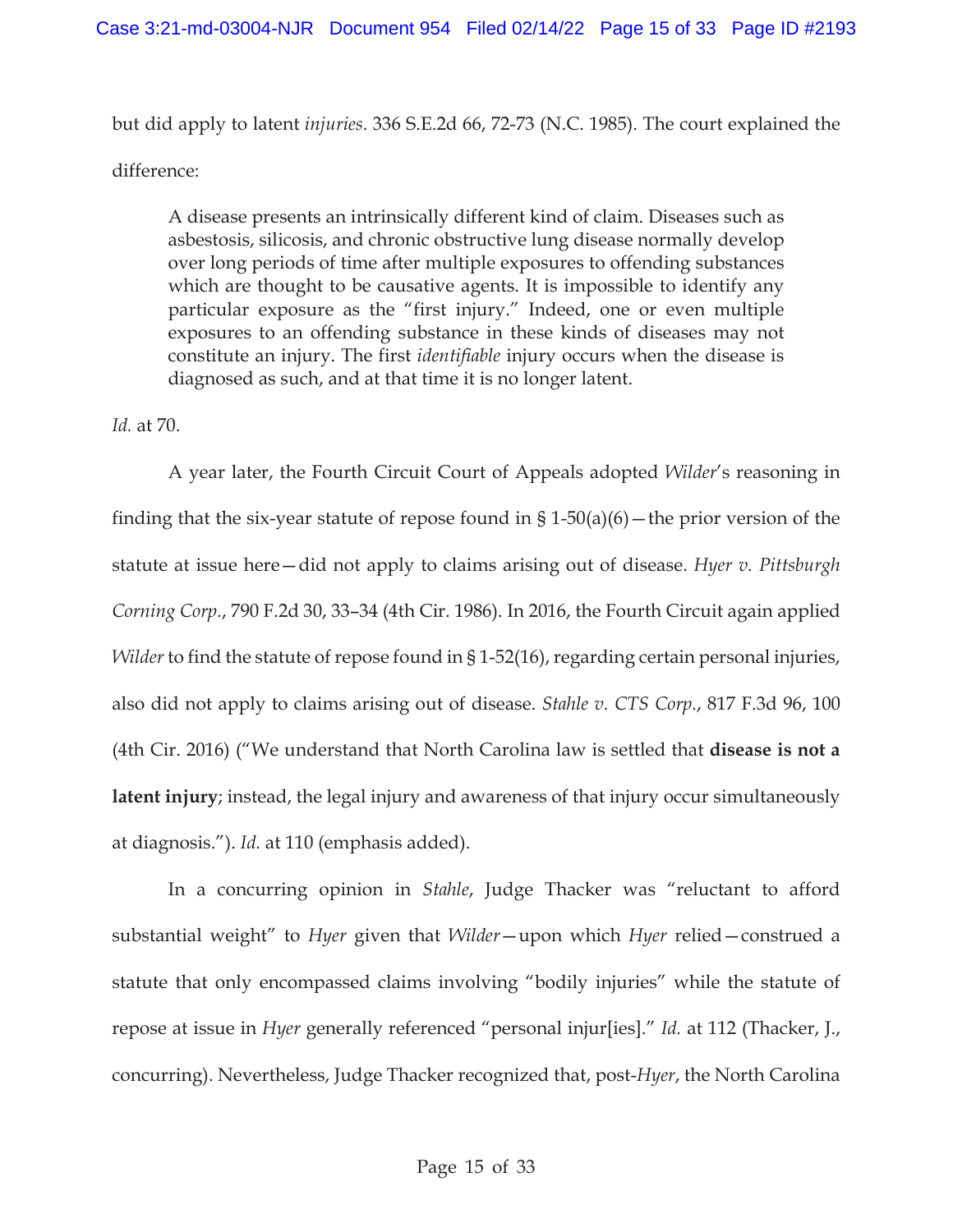but did apply to latent *injuries*. 336 S.E.2d 66, 72-73 (N.C. 1985). The court explained the difference:

> A disease presents an intrinsically different kind of claim. Diseases such as asbestosis, silicosis, and chronic obstructive lung disease normally develop over long periods of time after multiple exposures to offending substances which are thought to be causative agents. It is impossible to identify any particular exposure as the "first injury." Indeed, one or even multiple exposures to an offending substance in these kinds of diseases may not constitute an injury. The first *identifiable* injury occurs when the disease is diagnosed as such, and at that time it is no longer latent.

*Id.* at 70.

A year later, the Fourth Circuit Court of Appeals adopted *Wilder*'s reasoning in finding that the six-year statute of repose found in § 1-50(a)(6)—the prior version of the statute at issue here—did not apply to claims arising out of disease. *Hyer v. Pittsburgh Corning Corp.*, 790 F.2d 30, 33–34 (4th Cir. 1986). In 2016, the Fourth Circuit again applied *Wilder* to find the statute of repose found in § 1-52(16), regarding certain personal injuries, also did not apply to claims arising out of disease. *Stahle v. CTS Corp.*, 817 F.3d 96, 100 (4th Cir. 2016) ("We understand that North Carolina law is settled that **disease is not a latent injury**; instead, the legal injury and awareness of that injury occur simultaneously at diagnosis."). *Id.* at 110 (emphasis added).

In a concurring opinion in *Stahle*, Judge Thacker was "reluctant to afford substantial weight" to *Hyer* given that *Wilder*—upon which *Hyer* relied—construed a statute that only encompassed claims involving "bodily injuries" while the statute of repose at issue in *Hyer* generally referenced "personal injur[ies]." *Id.* at 112 (Thacker, J., concurring). Nevertheless, Judge Thacker recognized that, post-*Hyer*, the North Carolina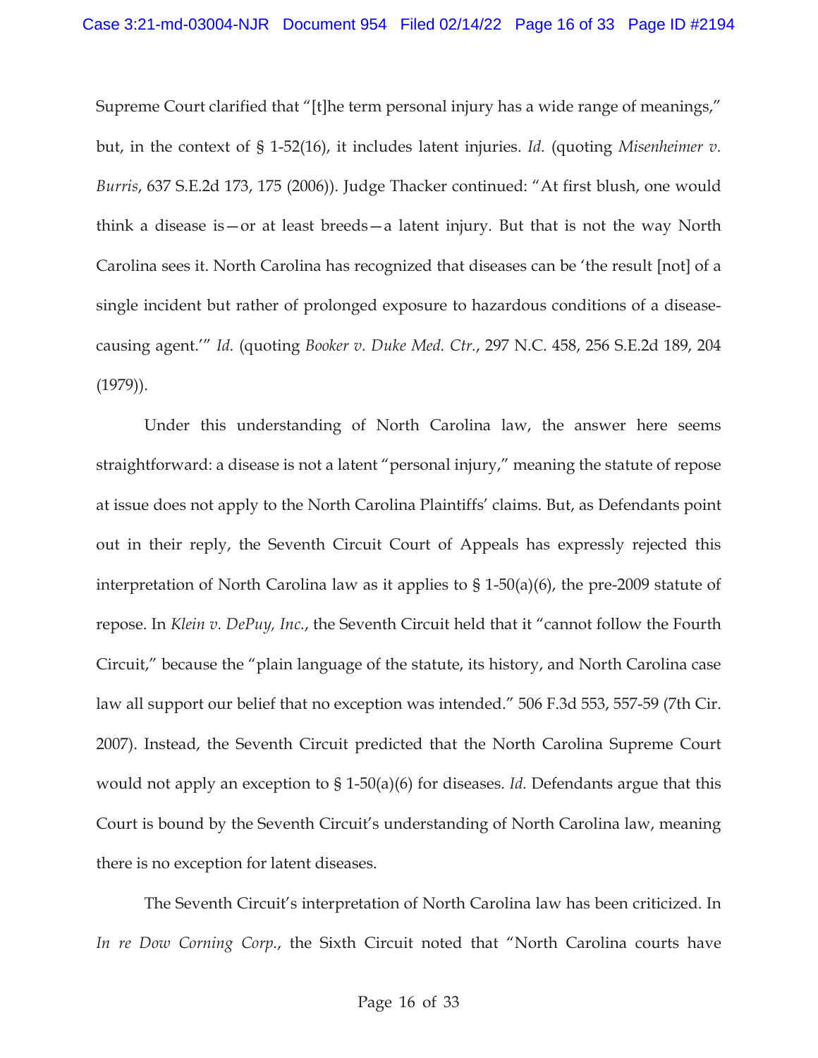Supreme Court clarified that "[t]he term personal injury has a wide range of meanings," but, in the context of § 1-52(16), it includes latent injuries. *Id.* (quoting *Misenheimer v. Burris*, 637 S.E.2d 173, 175 (2006)). Judge Thacker continued: "At first blush, one would think a disease is—or at least breeds—a latent injury. But that is not the way North Carolina sees it. North Carolina has recognized that diseases can be 'the result [not] of a single incident but rather of prolonged exposure to hazardous conditions of a disease-causing agent.'" *Id.* (quoting *Booker v. Duke Med. Ctr.*, 297 N.C. 458, 256 S.E.2d 189, 204 (1979)).

Under this understanding of North Carolina law, the answer here seems straightforward: a disease is not a latent "personal injury," meaning the statute of repose at issue does not apply to the North Carolina Plaintiffs' claims. But, as Defendants point out in their reply, the Seventh Circuit Court of Appeals has expressly rejected this interpretation of North Carolina law as it applies to § 1-50(a)(6), the pre-2009 statute of repose. In *Klein v. DePuy, Inc.*, the Seventh Circuit held that it "cannot follow the Fourth Circuit," because the "plain language of the statute, its history, and North Carolina case law all support our belief that no exception was intended." 506 F.3d 553, 557-59 (7th Cir. 2007). Instead, the Seventh Circuit predicted that the North Carolina Supreme Court would not apply an exception to § 1-50(a)(6) for diseases. *Id.* Defendants argue that this Court is bound by the Seventh Circuit's understanding of North Carolina law, meaning there is no exception for latent diseases.

The Seventh Circuit's interpretation of North Carolina law has been criticized. In *In re Dow Corning Corp.*, the Sixth Circuit noted that "North Carolina courts have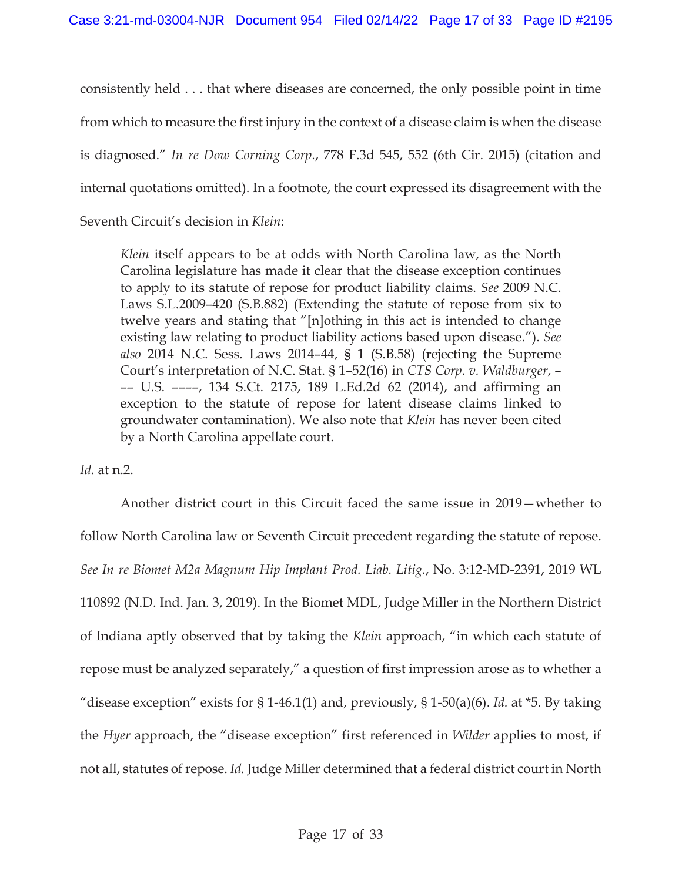consistently held . . . that where diseases are concerned, the only possible point in time from which to measure the first injury in the context of a disease claim is when the disease is diagnosed." *In re Dow Corning Corp.*, 778 F.3d 545, 552 (6th Cir. 2015) (citation and internal quotations omitted). In a footnote, the court expressed its disagreement with the Seventh Circuit's decision in *Klein*:

> *Klein* itself appears to be at odds with North Carolina law, as the North Carolina legislature has made it clear that the disease exception continues to apply to its statute of repose for product liability claims. *See* 2009 N.C. Laws S.L.2009–420 (S.B.882) (Extending the statute of repose from six to twelve years and stating that "[n]othing in this act is intended to change existing law relating to product liability actions based upon disease."). *See also* 2014 N.C. Sess. Laws 2014–44, § 1 (S.B.58) (rejecting the Supreme Court's interpretation of N.C. Stat. § 1–52(16) in *CTS Corp. v. Waldburger*, ––– U.S. ––––, 134 S.Ct. 2175, 189 L.Ed.2d 62 (2014), and affirming an exception to the statute of repose for latent disease claims linked to groundwater contamination). We also note that *Klein* has never been cited by a North Carolina appellate court.

*Id.* at n.2.

Another district court in this Circuit faced the same issue in 2019—whether to follow North Carolina law or Seventh Circuit precedent regarding the statute of repose. *See In re Biomet M2a Magnum Hip Implant Prod. Liab. Litig.*, No. 3:12-MD-2391, 2019 WL 110892 (N.D. Ind. Jan. 3, 2019). In the Biomet MDL, Judge Miller in the Northern District of Indiana aptly observed that by taking the *Klein* approach, "in which each statute of repose must be analyzed separately," a question of first impression arose as to whether a "disease exception" exists for § 1-46.1(1) and, previously, § 1-50(a)(6). *Id.* at *5. By taking the *Hyer* approach, the "disease exception" first referenced in *Wilder* applies to most, if not all, statutes of repose. *Id.* Judge Miller determined that a federal district court in North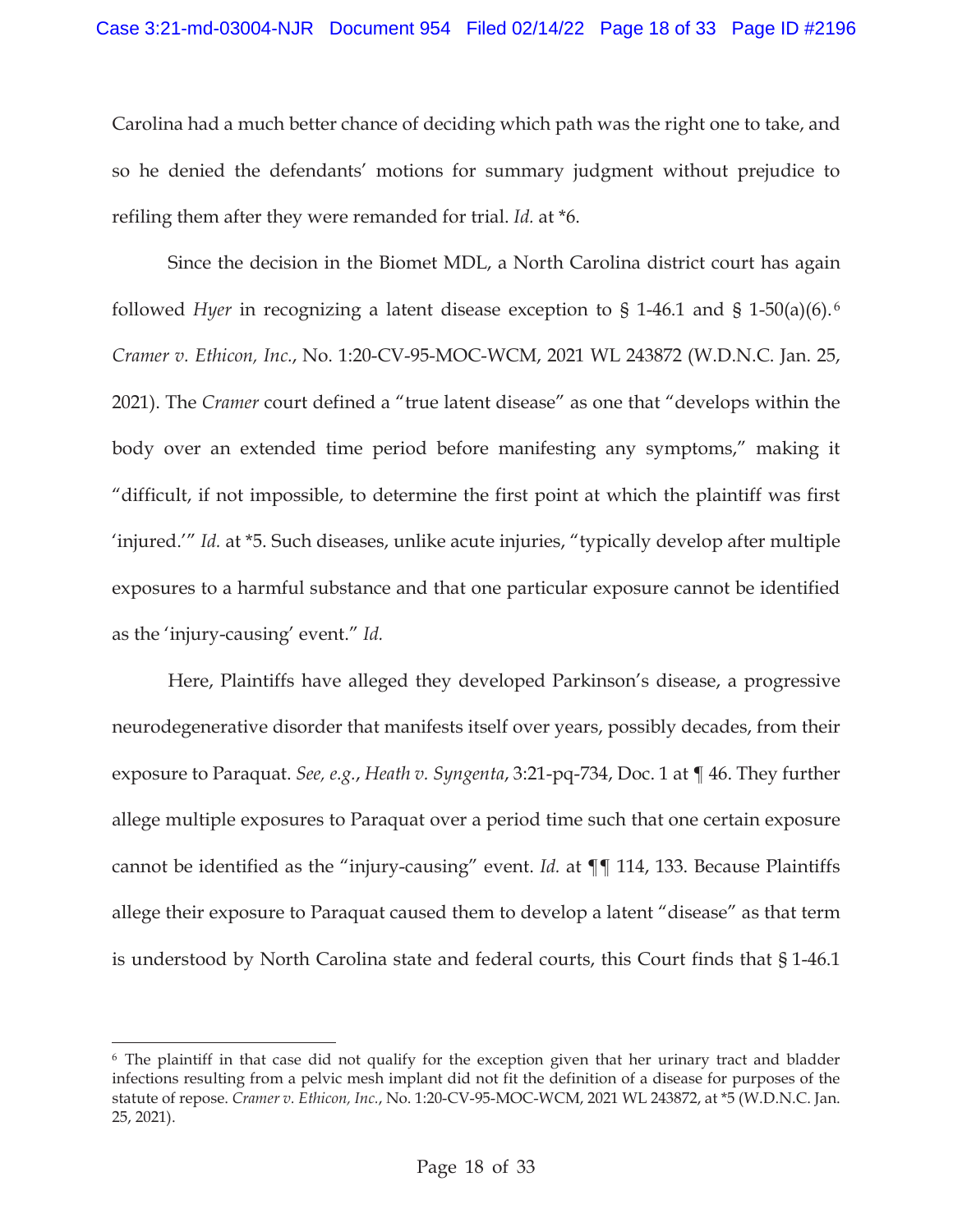Carolina had a much better chance of deciding which path was the right one to take, and so he denied the defendants' motions for summary judgment without prejudice to refiling them after they were remanded for trial. *Id.* at *6.

Since the decision in the Biomet MDL, a North Carolina district court has again followed *Hyer* in recognizing a latent disease exception to § 1-46.1 and § 1-50(a)(6).[6] *Cramer v. Ethicon, Inc.*, No. 1:20-CV-95-MOC-WCM, 2021 WL 243872 (W.D.N.C. Jan. 25, 2021). The *Cramer* court defined a "true latent disease" as one that "develops within the body over an extended time period before manifesting any symptoms," making it "difficult, if not impossible, to determine the first point at which the plaintiff was first 'injured.'" *Id.* at *5. Such diseases, unlike acute injuries, "typically develop after multiple exposures to a harmful substance and that one particular exposure cannot be identified as the 'injury-causing' event." *Id.*

Here, Plaintiffs have alleged they developed Parkinson's disease, a progressive neurodegenerative disorder that manifests itself over years, possibly decades, from their exposure to Paraquat. *See, e.g.*, *Heath v. Syngenta*, 3:21-pq-734, Doc. 1 at ¶ 46. They further allege multiple exposures to Paraquat over a period time such that one certain exposure cannot be identified as the "injury-causing" event. *Id.* at ¶¶ 114, 133. Because Plaintiffs allege their exposure to Paraquat caused them to develop a latent "disease" as that term is understood by North Carolina state and federal courts, this Court finds that § 1-46.1

---

[6] The plaintiff in that case did not qualify for the exception given that her urinary tract and bladder infections resulting from a pelvic mesh implant did not fit the definition of a disease for purposes of the statute of repose. *Cramer v. Ethicon, Inc.*, No. 1:20-CV-95-MOC-WCM, 2021 WL 243872, at *5 (W.D.N.C. Jan. 25, 2021).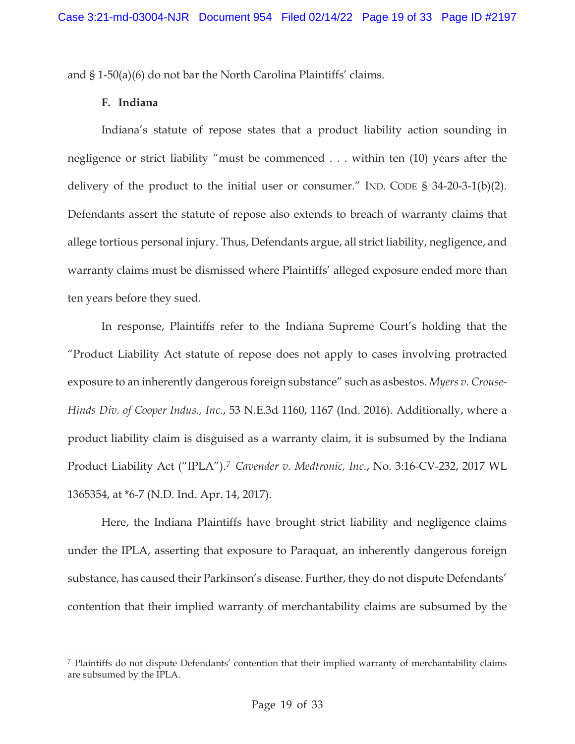and § 1-50(a)(6) do not bar the North Carolina Plaintiffs' claims.

### F. Indiana

Indiana's statute of repose states that a product liability action sounding in negligence or strict liability "must be commenced . . . within ten (10) years after the delivery of the product to the initial user or consumer." IND. CODE § 34-20-3-1(b)(2). Defendants assert the statute of repose also extends to breach of warranty claims that allege tortious personal injury. Thus, Defendants argue, all strict liability, negligence, and warranty claims must be dismissed where Plaintiffs' alleged exposure ended more than ten years before they sued.

In response, Plaintiffs refer to the Indiana Supreme Court's holding that the "Product Liability Act statute of repose does not apply to cases involving protracted exposure to an inherently dangerous foreign substance" such as asbestos. *Myers v. Crouse-Hinds Div. of Cooper Indus., Inc.*, 53 N.E.3d 1160, 1167 (Ind. 2016). Additionally, where a product liability claim is disguised as a warranty claim, it is subsumed by the Indiana Product Liability Act ("IPLA").[7] *Cavender v. Medtronic, Inc.*, No. 3:16-CV-232, 2017 WL 1365354, at *6-7 (N.D. Ind. Apr. 14, 2017).

Here, the Indiana Plaintiffs have brought strict liability and negligence claims under the IPLA, asserting that exposure to Paraquat, an inherently dangerous foreign substance, has caused their Parkinson's disease. Further, they do not dispute Defendants' contention that their implied warranty of merchantability claims are subsumed by the

---

[7] Plaintiffs do not dispute Defendants' contention that their implied warranty of merchantability claims are subsumed by the IPLA.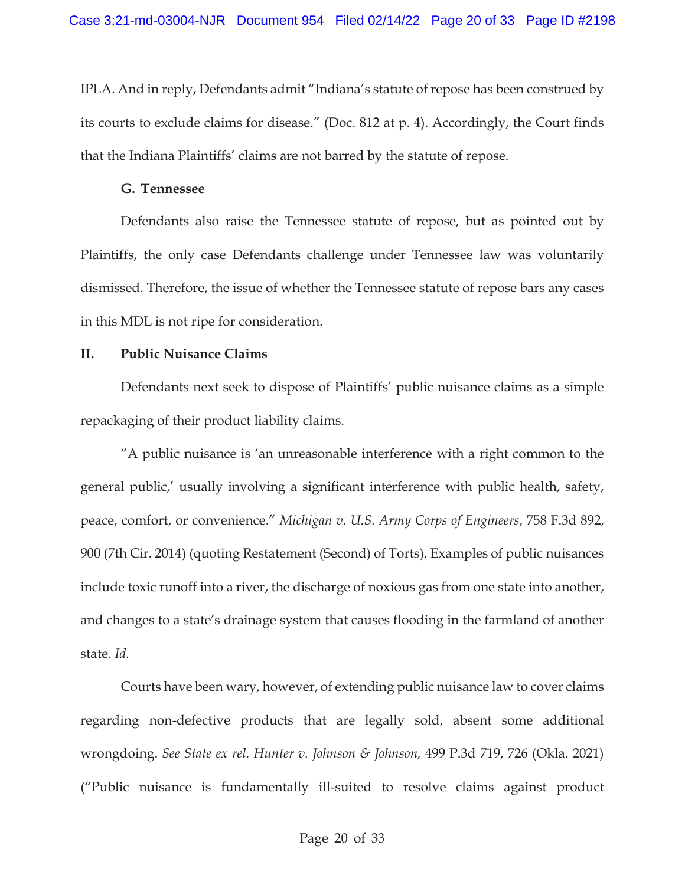IPLA. And in reply, Defendants admit "Indiana's statute of repose has been construed by its courts to exclude claims for disease." (Doc. 812 at p. 4). Accordingly, the Court finds that the Indiana Plaintiffs' claims are not barred by the statute of repose.

### G. Tennessee

Defendants also raise the Tennessee statute of repose, but as pointed out by Plaintiffs, the only case Defendants challenge under Tennessee law was voluntarily dismissed. Therefore, the issue of whether the Tennessee statute of repose bars any cases in this MDL is not ripe for consideration.

## II. Public Nuisance Claims

Defendants next seek to dispose of Plaintiffs' public nuisance claims as a simple repackaging of their product liability claims.

"A public nuisance is 'an unreasonable interference with a right common to the general public,' usually involving a significant interference with public health, safety, peace, comfort, or convenience." *Michigan v. U.S. Army Corps of Engineers*, 758 F.3d 892, 900 (7th Cir. 2014) (quoting Restatement (Second) of Torts). Examples of public nuisances include toxic runoff into a river, the discharge of noxious gas from one state into another, and changes to a state's drainage system that causes flooding in the farmland of another state. *Id.*

Courts have been wary, however, of extending public nuisance law to cover claims regarding non-defective products that are legally sold, absent some additional wrongdoing. *See State ex rel. Hunter v. Johnson & Johnson,* 499 P.3d 719, 726 (Okla. 2021) ("Public nuisance is fundamentally ill-suited to resolve claims against product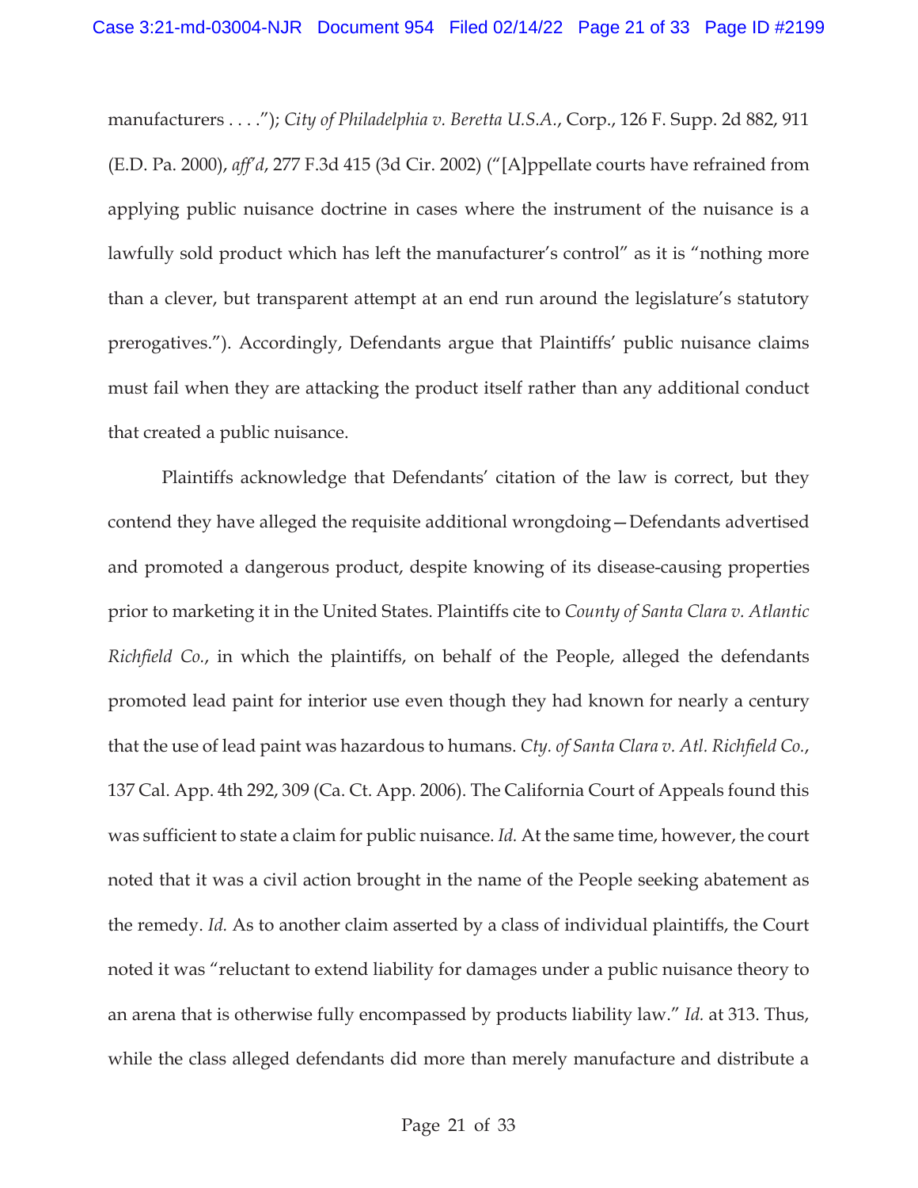manufacturers . . . ."); *City of Philadelphia v. Beretta U.S.A.*, Corp., 126 F. Supp. 2d 882, 911 (E.D. Pa. 2000), *aff'd*, 277 F.3d 415 (3d Cir. 2002) ("[A]ppellate courts have refrained from applying public nuisance doctrine in cases where the instrument of the nuisance is a lawfully sold product which has left the manufacturer's control" as it is "nothing more than a clever, but transparent attempt at an end run around the legislature's statutory prerogatives."). Accordingly, Defendants argue that Plaintiffs' public nuisance claims must fail when they are attacking the product itself rather than any additional conduct that created a public nuisance.

Plaintiffs acknowledge that Defendants' citation of the law is correct, but they contend they have alleged the requisite additional wrongdoing—Defendants advertised and promoted a dangerous product, despite knowing of its disease-causing properties prior to marketing it in the United States. Plaintiffs cite to *County of Santa Clara v. Atlantic Richfield Co.*, in which the plaintiffs, on behalf of the People, alleged the defendants promoted lead paint for interior use even though they had known for nearly a century that the use of lead paint was hazardous to humans. *Cty. of Santa Clara v. Atl. Richfield Co.*, 137 Cal. App. 4th 292, 309 (Ca. Ct. App. 2006). The California Court of Appeals found this was sufficient to state a claim for public nuisance. *Id.* At the same time, however, the court noted that it was a civil action brought in the name of the People seeking abatement as the remedy. *Id.* As to another claim asserted by a class of individual plaintiffs, the Court noted it was "reluctant to extend liability for damages under a public nuisance theory to an arena that is otherwise fully encompassed by products liability law." *Id.* at 313. Thus, while the class alleged defendants did more than merely manufacture and distribute a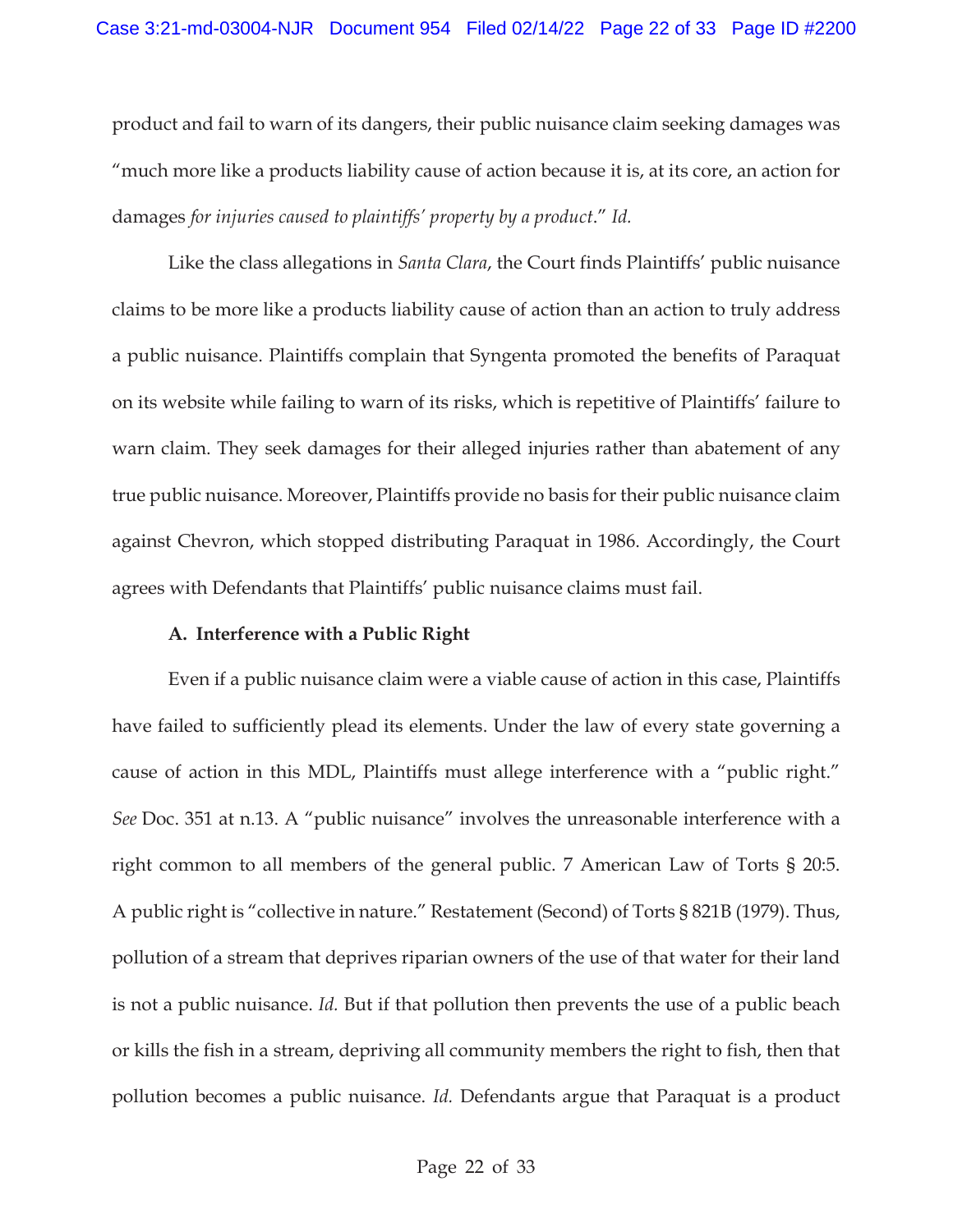product and fail to warn of its dangers, their public nuisance claim seeking damages was "much more like a products liability cause of action because it is, at its core, an action for damages *for injuries caused to plaintiffs' property by a product*." *Id.*

Like the class allegations in *Santa Clara*, the Court finds Plaintiffs' public nuisance claims to be more like a products liability cause of action than an action to truly address a public nuisance. Plaintiffs complain that Syngenta promoted the benefits of Paraquat on its website while failing to warn of its risks, which is repetitive of Plaintiffs' failure to warn claim. They seek damages for their alleged injuries rather than abatement of any true public nuisance. Moreover, Plaintiffs provide no basis for their public nuisance claim against Chevron, which stopped distributing Paraquat in 1986. Accordingly, the Court agrees with Defendants that Plaintiffs' public nuisance claims must fail.

### A. Interference with a Public Right

Even if a public nuisance claim were a viable cause of action in this case, Plaintiffs have failed to sufficiently plead its elements. Under the law of every state governing a cause of action in this MDL, Plaintiffs must allege interference with a "public right." *See* Doc. 351 at n.13. A "public nuisance" involves the unreasonable interference with a right common to all members of the general public. 7 American Law of Torts § 20:5. A public right is "collective in nature." Restatement (Second) of Torts § 821B (1979). Thus, pollution of a stream that deprives riparian owners of the use of that water for their land is not a public nuisance. *Id.* But if that pollution then prevents the use of a public beach or kills the fish in a stream, depriving all community members the right to fish, then that pollution becomes a public nuisance. *Id.* Defendants argue that Paraquat is a product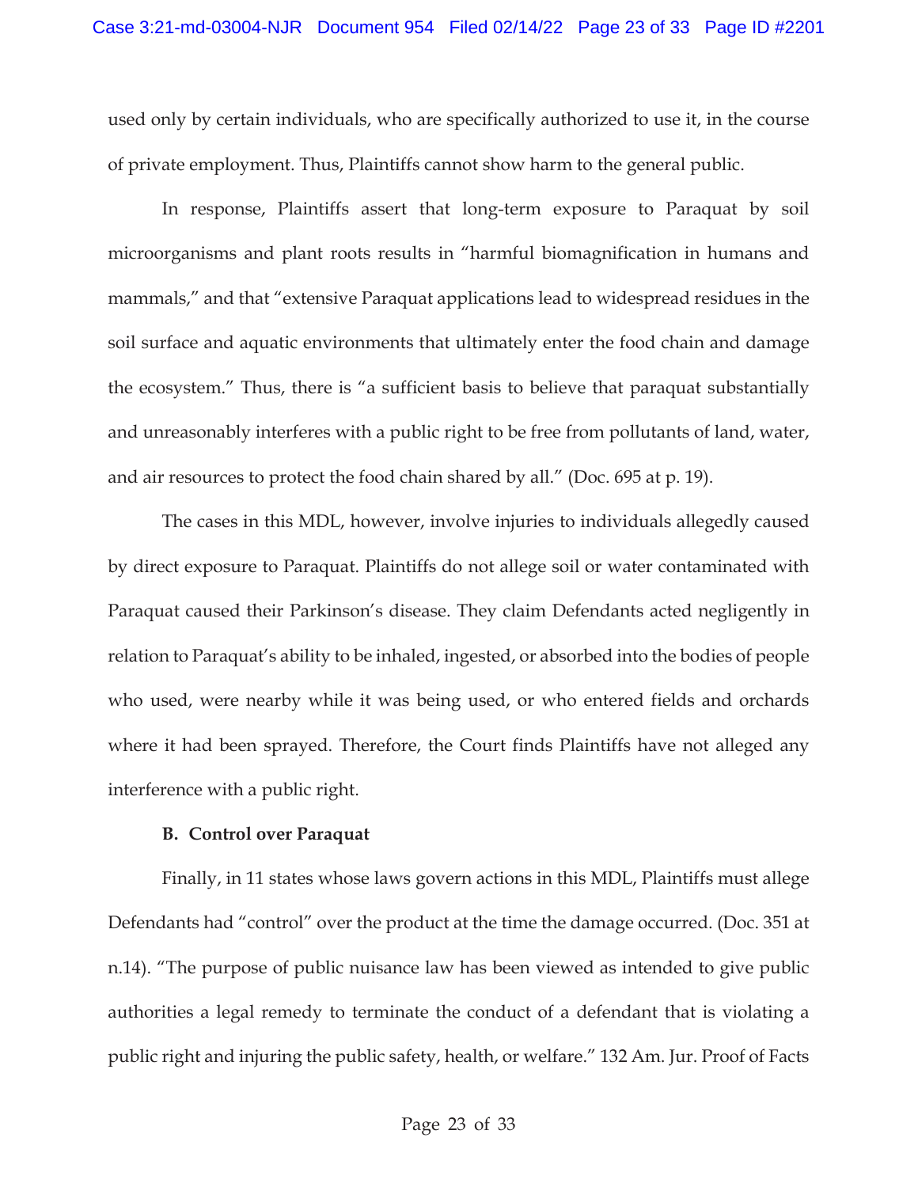used only by certain individuals, who are specifically authorized to use it, in the course of private employment. Thus, Plaintiffs cannot show harm to the general public.

In response, Plaintiffs assert that long-term exposure to Paraquat by soil microorganisms and plant roots results in "harmful biomagnification in humans and mammals," and that "extensive Paraquat applications lead to widespread residues in the soil surface and aquatic environments that ultimately enter the food chain and damage the ecosystem." Thus, there is "a sufficient basis to believe that paraquat substantially and unreasonably interferes with a public right to be free from pollutants of land, water, and air resources to protect the food chain shared by all." (Doc. 695 at p. 19).

The cases in this MDL, however, involve injuries to individuals allegedly caused by direct exposure to Paraquat. Plaintiffs do not allege soil or water contaminated with Paraquat caused their Parkinson's disease. They claim Defendants acted negligently in relation to Paraquat's ability to be inhaled, ingested, or absorbed into the bodies of people who used, were nearby while it was being used, or who entered fields and orchards where it had been sprayed. Therefore, the Court finds Plaintiffs have not alleged any interference with a public right.

**B. Control over Paraquat**

Finally, in 11 states whose laws govern actions in this MDL, Plaintiffs must allege Defendants had "control" over the product at the time the damage occurred. (Doc. 351 at n.14). "The purpose of public nuisance law has been viewed as intended to give public authorities a legal remedy to terminate the conduct of a defendant that is violating a public right and injuring the public safety, health, or welfare." 132 Am. Jur. Proof of Facts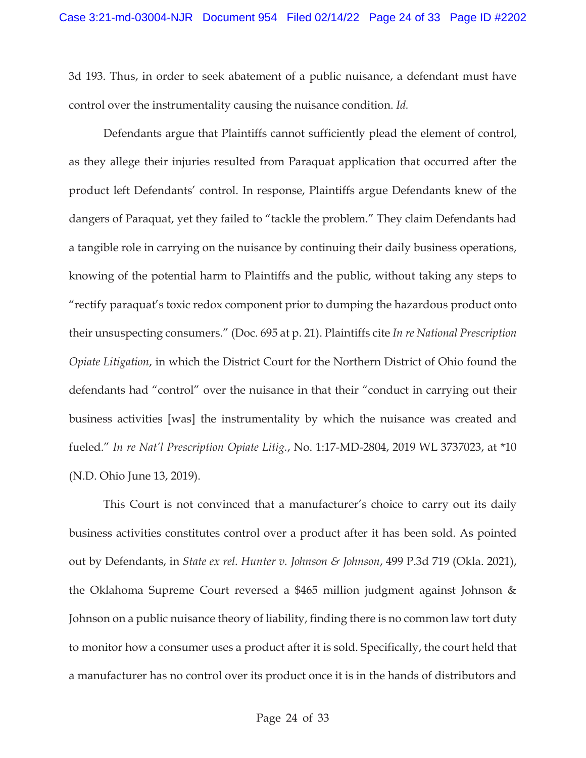3d 193. Thus, in order to seek abatement of a public nuisance, a defendant must have control over the instrumentality causing the nuisance condition. *Id.*

Defendants argue that Plaintiffs cannot sufficiently plead the element of control, as they allege their injuries resulted from Paraquat application that occurred after the product left Defendants' control. In response, Plaintiffs argue Defendants knew of the dangers of Paraquat, yet they failed to "tackle the problem." They claim Defendants had a tangible role in carrying on the nuisance by continuing their daily business operations, knowing of the potential harm to Plaintiffs and the public, without taking any steps to "rectify paraquat's toxic redox component prior to dumping the hazardous product onto their unsuspecting consumers." (Doc. 695 at p. 21). Plaintiffs cite *In re National Prescription Opiate Litigation*, in which the District Court for the Northern District of Ohio found the defendants had "control" over the nuisance in that their "conduct in carrying out their business activities [was] the instrumentality by which the nuisance was created and fueled." *In re Nat'l Prescription Opiate Litig.*, No. 1:17-MD-2804, 2019 WL 3737023, at *10 (N.D. Ohio June 13, 2019).

This Court is not convinced that a manufacturer's choice to carry out its daily business activities constitutes control over a product after it has been sold. As pointed out by Defendants, in *State ex rel. Hunter v. Johnson & Johnson*, 499 P.3d 719 (Okla. 2021), the Oklahoma Supreme Court reversed a $465 million judgment against Johnson & Johnson on a public nuisance theory of liability, finding there is no common law tort duty to monitor how a consumer uses a product after it is sold. Specifically, the court held that a manufacturer has no control over its product once it is in the hands of distributors and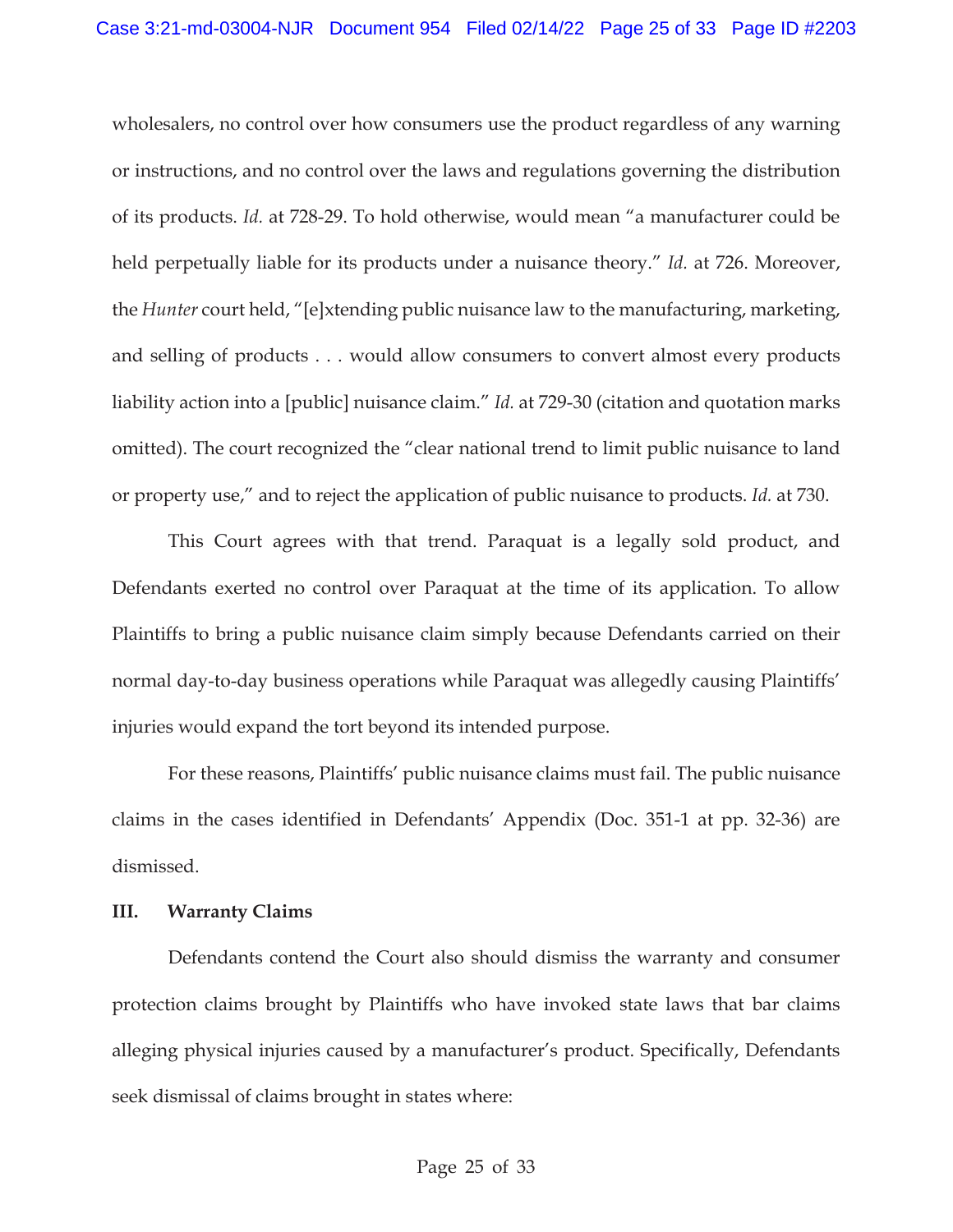wholesalers, no control over how consumers use the product regardless of any warning or instructions, and no control over the laws and regulations governing the distribution of its products. *Id.* at 728-29. To hold otherwise, would mean "a manufacturer could be held perpetually liable for its products under a nuisance theory." *Id.* at 726. Moreover, the *Hunter* court held, "[e]xtending public nuisance law to the manufacturing, marketing, and selling of products . . . would allow consumers to convert almost every products liability action into a [public] nuisance claim." *Id.* at 729-30 (citation and quotation marks omitted). The court recognized the "clear national trend to limit public nuisance to land or property use," and to reject the application of public nuisance to products. *Id.* at 730.

This Court agrees with that trend. Paraquat is a legally sold product, and Defendants exerted no control over Paraquat at the time of its application. To allow Plaintiffs to bring a public nuisance claim simply because Defendants carried on their normal day-to-day business operations while Paraquat was allegedly causing Plaintiffs' injuries would expand the tort beyond its intended purpose.

For these reasons, Plaintiffs' public nuisance claims must fail. The public nuisance claims in the cases identified in Defendants' Appendix (Doc. 351-1 at pp. 32-36) are dismissed.

## III. Warranty Claims

Defendants contend the Court also should dismiss the warranty and consumer protection claims brought by Plaintiffs who have invoked state laws that bar claims alleging physical injuries caused by a manufacturer's product. Specifically, Defendants seek dismissal of claims brought in states where: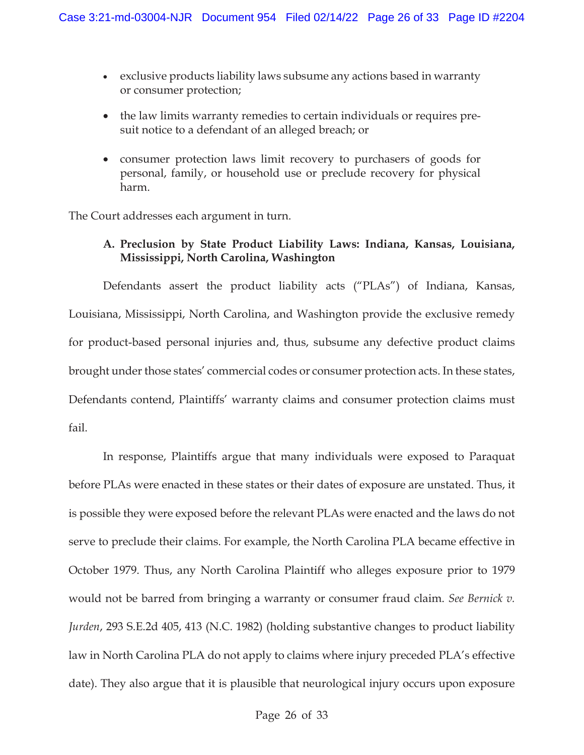- exclusive products liability laws subsume any actions based in warranty or consumer protection;
- the law limits warranty remedies to certain individuals or requires pre-suit notice to a defendant of an alleged breach; or
- consumer protection laws limit recovery to purchasers of goods for personal, family, or household use or preclude recovery for physical harm.

The Court addresses each argument in turn.

### A. Preclusion by State Product Liability Laws: Indiana, Kansas, Louisiana, Mississippi, North Carolina, Washington

Defendants assert the product liability acts ("PLAs") of Indiana, Kansas, Louisiana, Mississippi, North Carolina, and Washington provide the exclusive remedy for product-based personal injuries and, thus, subsume any defective product claims brought under those states' commercial codes or consumer protection acts. In these states, Defendants contend, Plaintiffs' warranty claims and consumer protection claims must fail.

In response, Plaintiffs argue that many individuals were exposed to Paraquat before PLAs were enacted in these states or their dates of exposure are unstated. Thus, it is possible they were exposed before the relevant PLAs were enacted and the laws do not serve to preclude their claims. For example, the North Carolina PLA became effective in October 1979. Thus, any North Carolina Plaintiff who alleges exposure prior to 1979 would not be barred from bringing a warranty or consumer fraud claim. *See Bernick v. Jurden*, 293 S.E.2d 405, 413 (N.C. 1982) (holding substantive changes to product liability law in North Carolina PLA do not apply to claims where injury preceded PLA's effective date). They also argue that it is plausible that neurological injury occurs upon exposure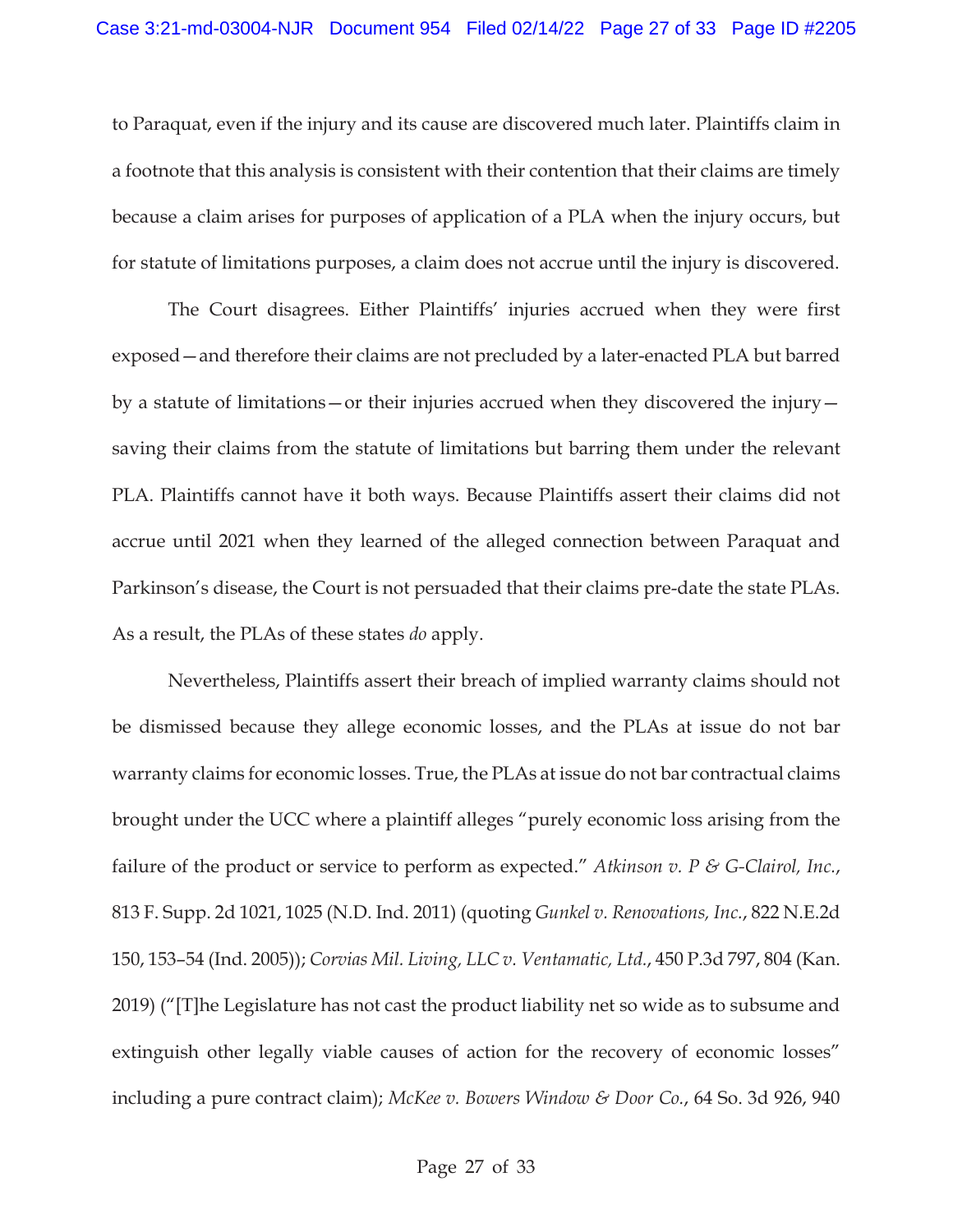to Paraquat, even if the injury and its cause are discovered much later. Plaintiffs claim in a footnote that this analysis is consistent with their contention that their claims are timely because a claim arises for purposes of application of a PLA when the injury occurs, but for statute of limitations purposes, a claim does not accrue until the injury is discovered.

The Court disagrees. Either Plaintiffs' injuries accrued when they were first exposed—and therefore their claims are not precluded by a later-enacted PLA but barred by a statute of limitations—or their injuries accrued when they discovered the injury—saving their claims from the statute of limitations but barring them under the relevant PLA. Plaintiffs cannot have it both ways. Because Plaintiffs assert their claims did not accrue until 2021 when they learned of the alleged connection between Paraquat and Parkinson's disease, the Court is not persuaded that their claims pre-date the state PLAs. As a result, the PLAs of these states *do* apply.

Nevertheless, Plaintiffs assert their breach of implied warranty claims should not be dismissed because they allege economic losses, and the PLAs at issue do not bar warranty claims for economic losses. True, the PLAs at issue do not bar contractual claims brought under the UCC where a plaintiff alleges "purely economic loss arising from the failure of the product or service to perform as expected." *Atkinson v. P & G-Clairol, Inc.*, 813 F. Supp. 2d 1021, 1025 (N.D. Ind. 2011) (quoting *Gunkel v. Renovations, Inc.*, 822 N.E.2d 150, 153–54 (Ind. 2005)); *Corvias Mil. Living, LLC v. Ventamatic, Ltd.*, 450 P.3d 797, 804 (Kan. 2019) ("[T]he Legislature has not cast the product liability net so wide as to subsume and extinguish other legally viable causes of action for the recovery of economic losses" including a pure contract claim); *McKee v. Bowers Window & Door Co.*, 64 So. 3d 926, 940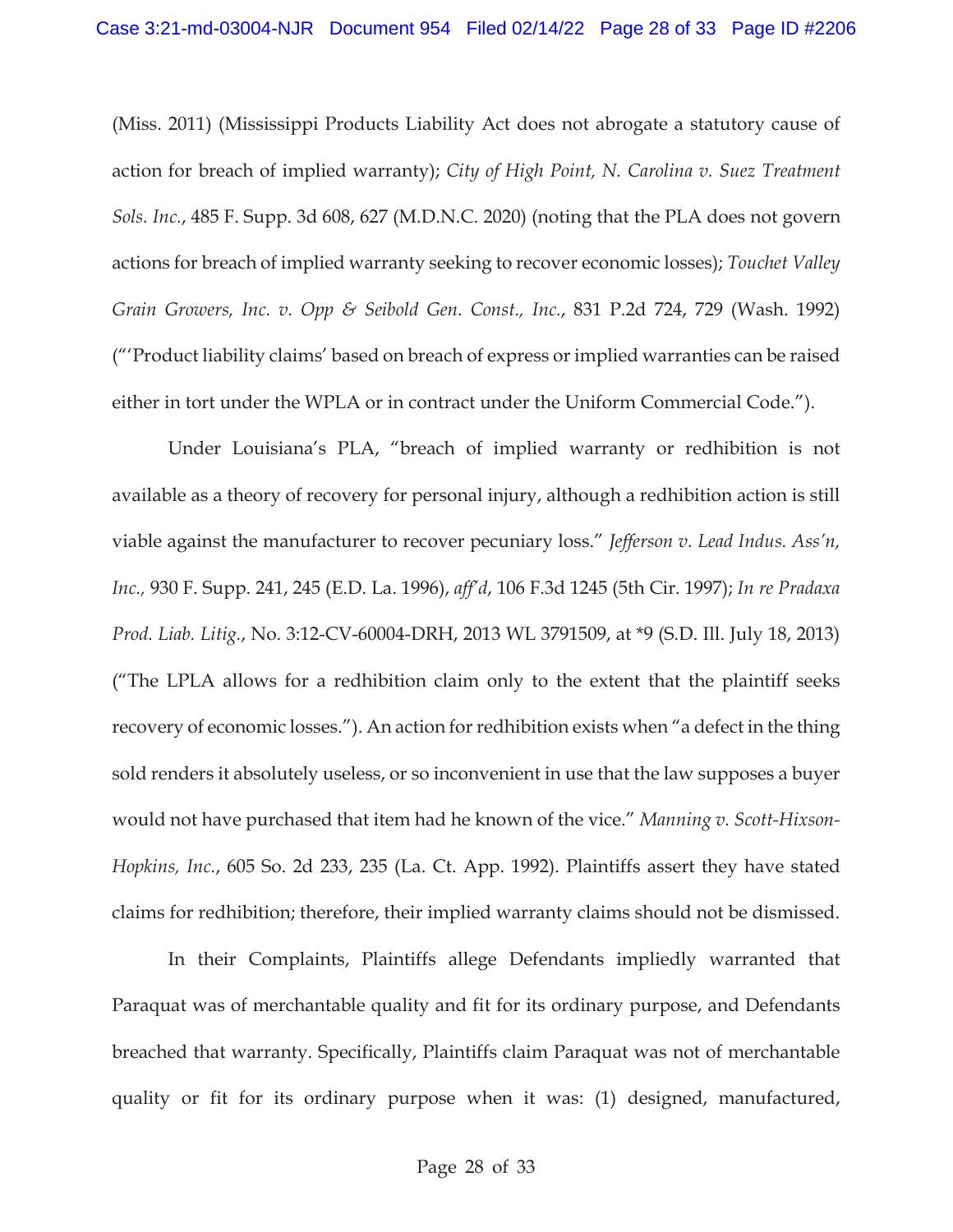(Miss. 2011) (Mississippi Products Liability Act does not abrogate a statutory cause of action for breach of implied warranty); *City of High Point, N. Carolina v. Suez Treatment Sols. Inc.*, 485 F. Supp. 3d 608, 627 (M.D.N.C. 2020) (noting that the PLA does not govern actions for breach of implied warranty seeking to recover economic losses); *Touchet Valley Grain Growers, Inc. v. Opp & Seibold Gen. Const., Inc.*, 831 P.2d 724, 729 (Wash. 1992) ("'Product liability claims' based on breach of express or implied warranties can be raised either in tort under the WPLA or in contract under the Uniform Commercial Code.").

Under Louisiana's PLA, "breach of implied warranty or redhibition is not available as a theory of recovery for personal injury, although a redhibition action is still viable against the manufacturer to recover pecuniary loss." *Jefferson v. Lead Indus. Ass'n, Inc.,* 930 F. Supp. 241, 245 (E.D. La. 1996), *aff'd*, 106 F.3d 1245 (5th Cir. 1997); *In re Pradaxa Prod. Liab. Litig.*, No. 3:12-CV-60004-DRH, 2013 WL 3791509, at *9 (S.D. Ill. July 18, 2013) ("The LPLA allows for a redhibition claim only to the extent that the plaintiff seeks recovery of economic losses."). An action for redhibition exists when "a defect in the thing sold renders it absolutely useless, or so inconvenient in use that the law supposes a buyer would not have purchased that item had he known of the vice." *Manning v. Scott-Hixson-Hopkins, Inc.*, 605 So. 2d 233, 235 (La. Ct. App. 1992). Plaintiffs assert they have stated claims for redhibition; therefore, their implied warranty claims should not be dismissed.

In their Complaints, Plaintiffs allege Defendants impliedly warranted that Paraquat was of merchantable quality and fit for its ordinary purpose, and Defendants breached that warranty. Specifically, Plaintiffs claim Paraquat was not of merchantable quality or fit for its ordinary purpose when it was: (1) designed, manufactured,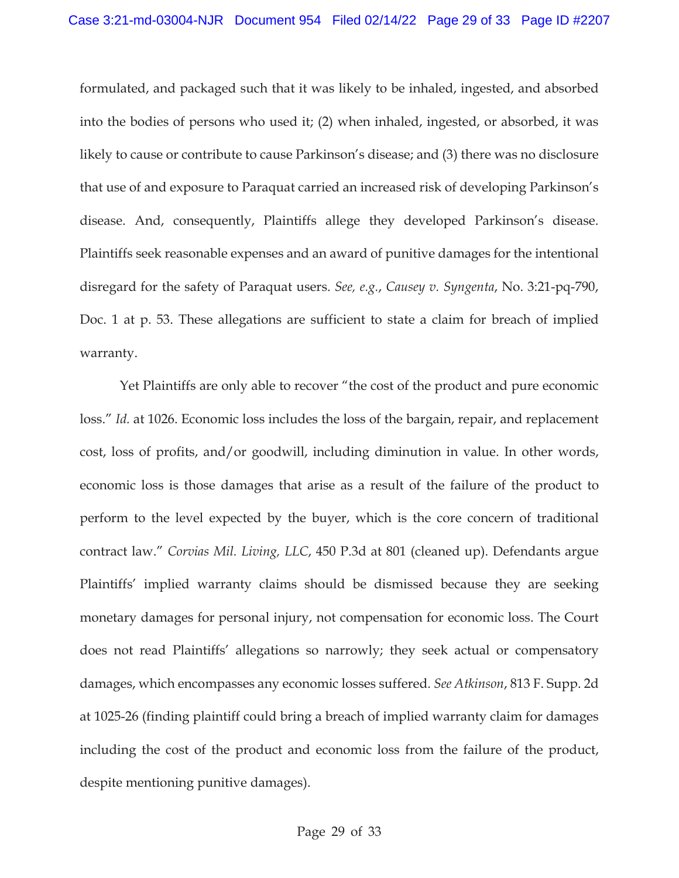formulated, and packaged such that it was likely to be inhaled, ingested, and absorbed into the bodies of persons who used it; (2) when inhaled, ingested, or absorbed, it was likely to cause or contribute to cause Parkinson's disease; and (3) there was no disclosure that use of and exposure to Paraquat carried an increased risk of developing Parkinson's disease. And, consequently, Plaintiffs allege they developed Parkinson's disease. Plaintiffs seek reasonable expenses and an award of punitive damages for the intentional disregard for the safety of Paraquat users. *See, e.g.*, *Causey v. Syngenta*, No. 3:21-pq-790, Doc. 1 at p. 53. These allegations are sufficient to state a claim for breach of implied warranty.

Yet Plaintiffs are only able to recover "the cost of the product and pure economic loss." *Id.* at 1026. Economic loss includes the loss of the bargain, repair, and replacement cost, loss of profits, and/or goodwill, including diminution in value. In other words, economic loss is those damages that arise as a result of the failure of the product to perform to the level expected by the buyer, which is the core concern of traditional contract law." *Corvias Mil. Living, LLC*, 450 P.3d at 801 (cleaned up). Defendants argue Plaintiffs' implied warranty claims should be dismissed because they are seeking monetary damages for personal injury, not compensation for economic loss. The Court does not read Plaintiffs' allegations so narrowly; they seek actual or compensatory damages, which encompasses any economic losses suffered. *See Atkinson*, 813 F. Supp. 2d at 1025-26 (finding plaintiff could bring a breach of implied warranty claim for damages including the cost of the product and economic loss from the failure of the product, despite mentioning punitive damages).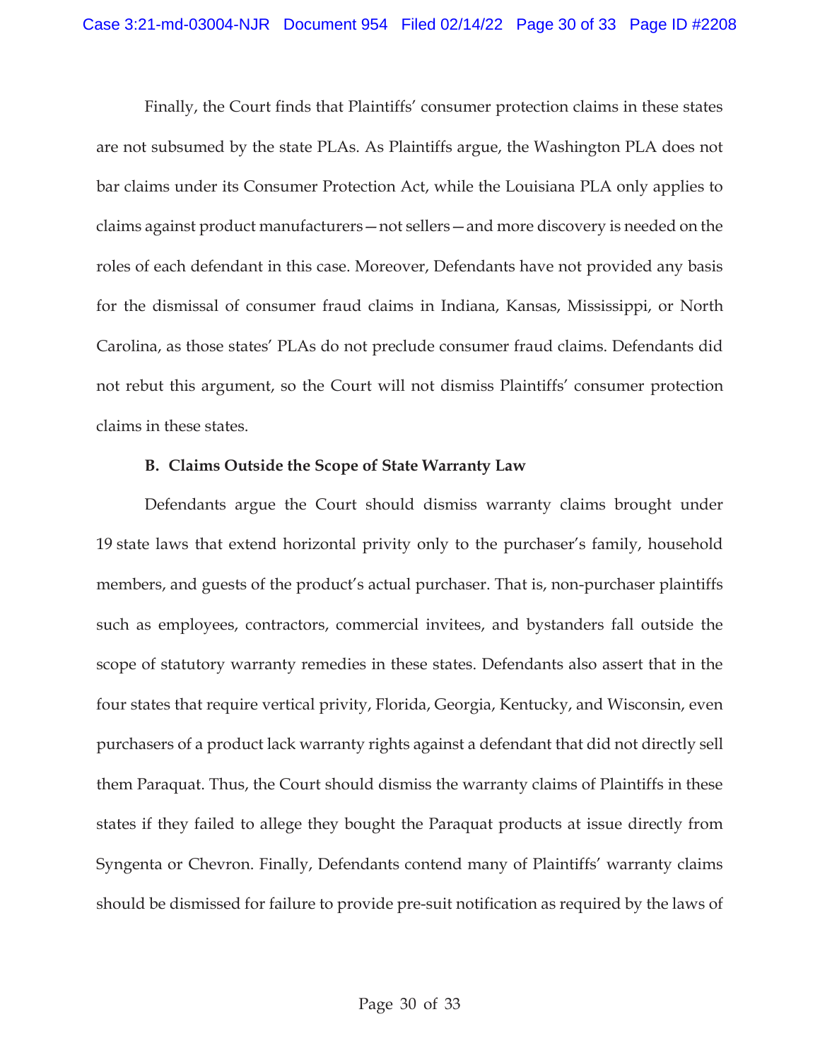Finally, the Court finds that Plaintiffs' consumer protection claims in these states are not subsumed by the state PLAs. As Plaintiffs argue, the Washington PLA does not bar claims under its Consumer Protection Act, while the Louisiana PLA only applies to claims against product manufacturers—not sellers—and more discovery is needed on the roles of each defendant in this case. Moreover, Defendants have not provided any basis for the dismissal of consumer fraud claims in Indiana, Kansas, Mississippi, or North Carolina, as those states' PLAs do not preclude consumer fraud claims. Defendants did not rebut this argument, so the Court will not dismiss Plaintiffs' consumer protection claims in these states.

**B. Claims Outside the Scope of State Warranty Law**

Defendants argue the Court should dismiss warranty claims brought under 19 state laws that extend horizontal privity only to the purchaser's family, household members, and guests of the product's actual purchaser. That is, non-purchaser plaintiffs such as employees, contractors, commercial invitees, and bystanders fall outside the scope of statutory warranty remedies in these states. Defendants also assert that in the four states that require vertical privity, Florida, Georgia, Kentucky, and Wisconsin, even purchasers of a product lack warranty rights against a defendant that did not directly sell them Paraquat. Thus, the Court should dismiss the warranty claims of Plaintiffs in these states if they failed to allege they bought the Paraquat products at issue directly from Syngenta or Chevron. Finally, Defendants contend many of Plaintiffs' warranty claims should be dismissed for failure to provide pre-suit notification as required by the laws of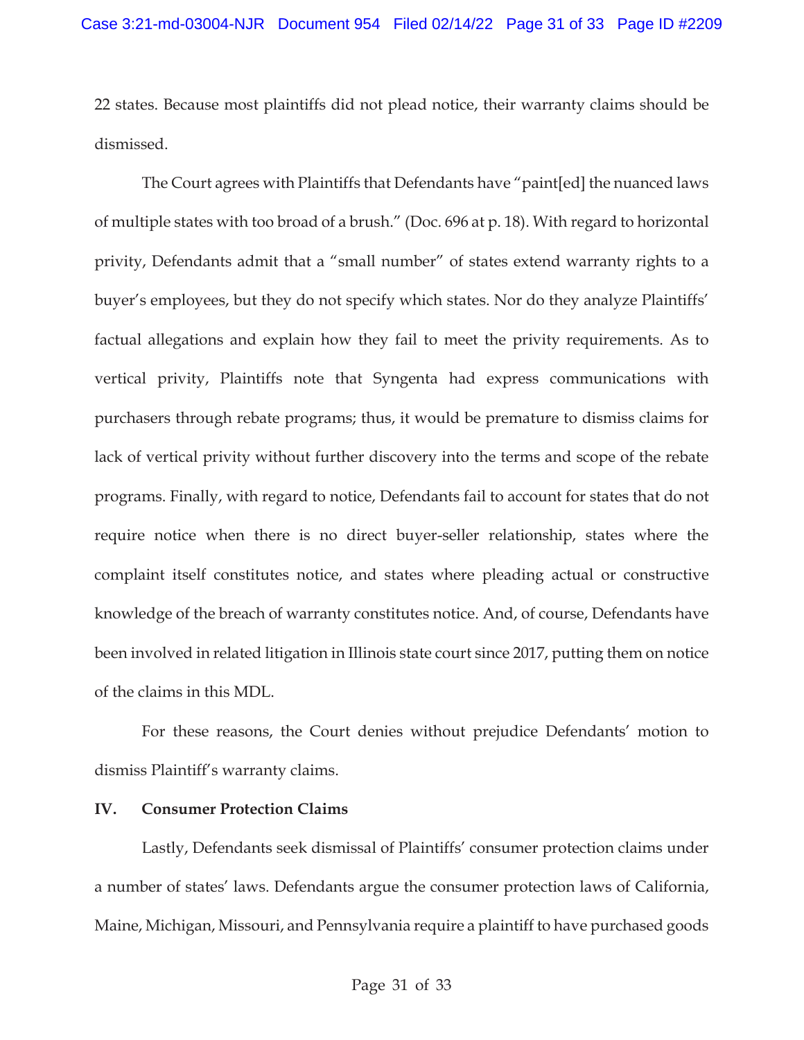22 states. Because most plaintiffs did not plead notice, their warranty claims should be dismissed.

The Court agrees with Plaintiffs that Defendants have "paint[ed] the nuanced laws of multiple states with too broad of a brush." (Doc. 696 at p. 18). With regard to horizontal privity, Defendants admit that a "small number" of states extend warranty rights to a buyer's employees, but they do not specify which states. Nor do they analyze Plaintiffs' factual allegations and explain how they fail to meet the privity requirements. As to vertical privity, Plaintiffs note that Syngenta had express communications with purchasers through rebate programs; thus, it would be premature to dismiss claims for lack of vertical privity without further discovery into the terms and scope of the rebate programs. Finally, with regard to notice, Defendants fail to account for states that do not require notice when there is no direct buyer-seller relationship, states where the complaint itself constitutes notice, and states where pleading actual or constructive knowledge of the breach of warranty constitutes notice. And, of course, Defendants have been involved in related litigation in Illinois state court since 2017, putting them on notice of the claims in this MDL.

For these reasons, the Court denies without prejudice Defendants' motion to dismiss Plaintiff's warranty claims.

## IV. Consumer Protection Claims

Lastly, Defendants seek dismissal of Plaintiffs' consumer protection claims under a number of states' laws. Defendants argue the consumer protection laws of California, Maine, Michigan, Missouri, and Pennsylvania require a plaintiff to have purchased goods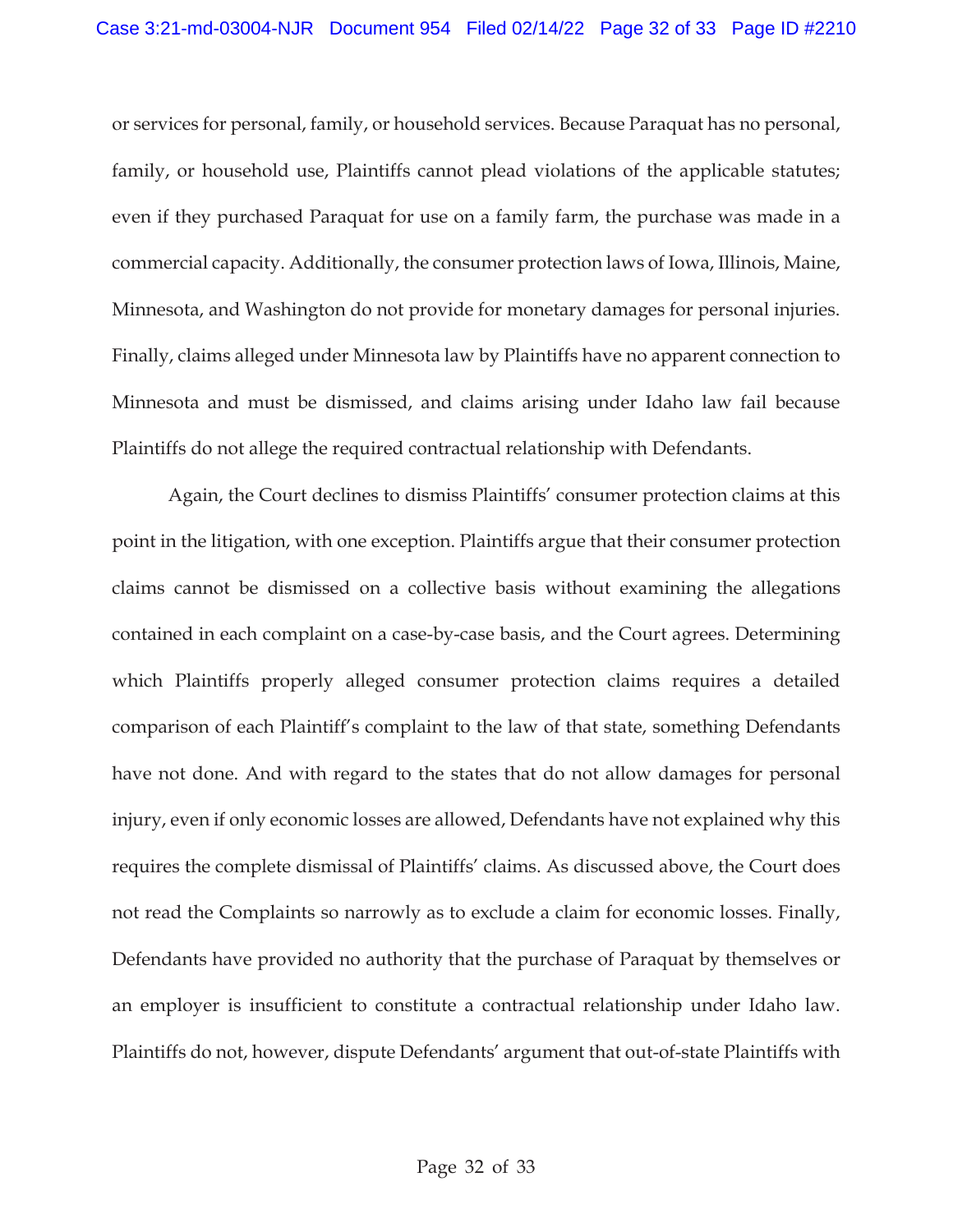or services for personal, family, or household services. Because Paraquat has no personal, family, or household use, Plaintiffs cannot plead violations of the applicable statutes; even if they purchased Paraquat for use on a family farm, the purchase was made in a commercial capacity. Additionally, the consumer protection laws of Iowa, Illinois, Maine, Minnesota, and Washington do not provide for monetary damages for personal injuries. Finally, claims alleged under Minnesota law by Plaintiffs have no apparent connection to Minnesota and must be dismissed, and claims arising under Idaho law fail because Plaintiffs do not allege the required contractual relationship with Defendants.

Again, the Court declines to dismiss Plaintiffs' consumer protection claims at this point in the litigation, with one exception. Plaintiffs argue that their consumer protection claims cannot be dismissed on a collective basis without examining the allegations contained in each complaint on a case-by-case basis, and the Court agrees. Determining which Plaintiffs properly alleged consumer protection claims requires a detailed comparison of each Plaintiff's complaint to the law of that state, something Defendants have not done. And with regard to the states that do not allow damages for personal injury, even if only economic losses are allowed, Defendants have not explained why this requires the complete dismissal of Plaintiffs' claims. As discussed above, the Court does not read the Complaints so narrowly as to exclude a claim for economic losses. Finally, Defendants have provided no authority that the purchase of Paraquat by themselves or an employer is insufficient to constitute a contractual relationship under Idaho law. Plaintiffs do not, however, dispute Defendants' argument that out-of-state Plaintiffs with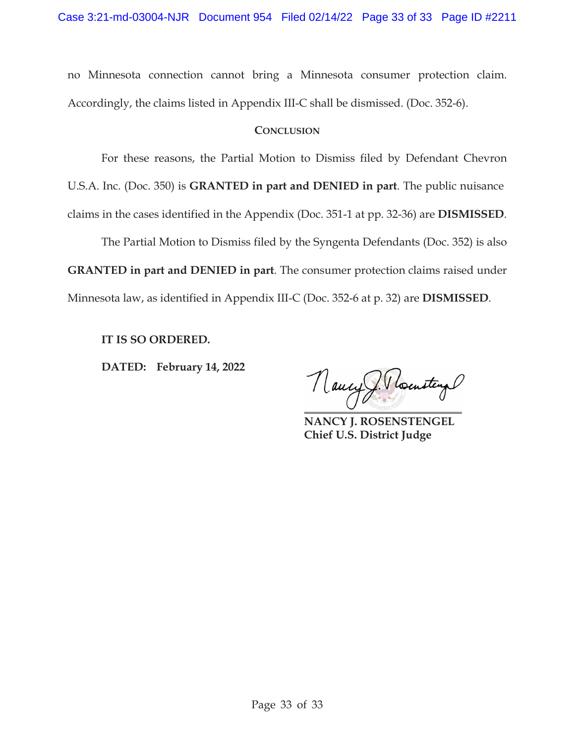no Minnesota connection cannot bring a Minnesota consumer protection claim. Accordingly, the claims listed in Appendix III-C shall be dismissed. (Doc. 352-6).

## CONCLUSION

For these reasons, the Partial Motion to Dismiss filed by Defendant Chevron U.S.A. Inc. (Doc. 350) is **GRANTED in part and DENIED in part**. The public nuisance claims in the cases identified in the Appendix (Doc. 351-1 at pp. 32-36) are **DISMISSED**.

The Partial Motion to Dismiss filed by the Syngenta Defendants (Doc. 352) is also **GRANTED in part and DENIED in part**. The consumer protection claims raised under Minnesota law, as identified in Appendix III-C (Doc. 352-6 at p. 32) are **DISMISSED**.

**IT IS SO ORDERED.**

**DATED: February 14, 2022**

**NANCY J. ROSENSTENGEL**
**Chief U.S. District Judge**